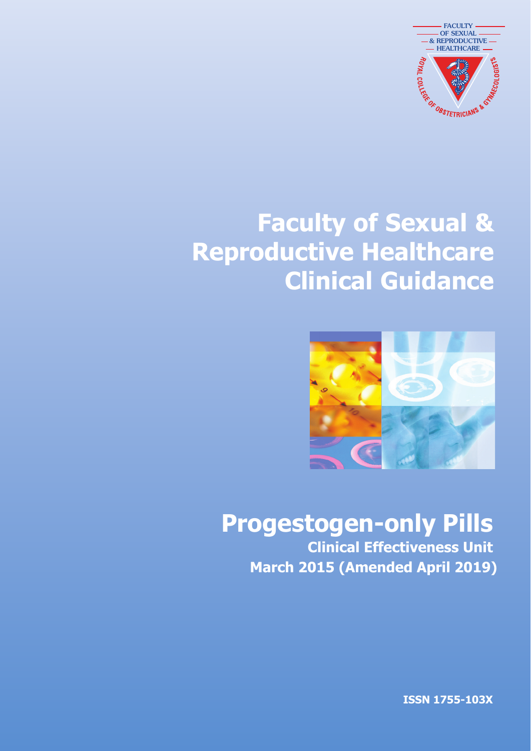FACULTY OF SEXUAL & REPRODUCTIVE HEALTHCARE

ROYAL COLLEGE OF OBSTETRICIANS & GYNAECOLOGISTS

# Faculty of Sexual & Reproductive Healthcare Clinical Guidance

# Progestogen-only Pills

## Clinical Effectiveness Unit

## March 2015 (Amended April 2019)

ISSN 1755-103X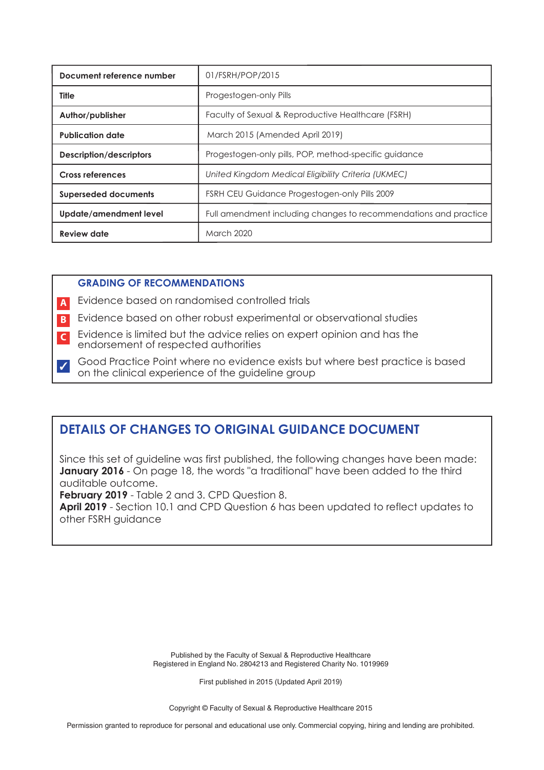| Document reference number | 01/FSRH/POP/2015 |
| --- | --- |
| **Title** | Progestogen-only Pills |
| **Author/publisher** | Faculty of Sexual & Reproductive Healthcare (FSRH) |
| **Publication date** | March 2015 (Amended April 2019) |
| **Description/descriptors** | Progestogen-only pills, POP, method-specific guidance |
| **Cross references** | *United Kingdom Medical Eligibility Criteria (UKMEC)* |
| **Superseded documents** | FSRH CEU Guidance Progestogen-only Pills 2009 |
| **Update/amendment level** | Full amendment including changes to recommendations and practice |
| **Review date** | March 2020 |

## GRADING OF RECOMMENDATIONS

- **A** Evidence based on randomised controlled trials
- **B** Evidence based on other robust experimental or observational studies
- **C** Evidence is limited but the advice relies on expert opinion and has the endorsement of respected authorities
- ✓ Good Practice Point where no evidence exists but where best practice is based on the clinical experience of the guideline group

## DETAILS OF CHANGES TO ORIGINAL GUIDANCE DOCUMENT

Since this set of guideline was first published, the following changes have been made:
**January 2016** - On page 18, the words "a traditional" have been added to the third auditable outcome.
**February 2019** - Table 2 and 3. CPD Question 8.
**April 2019** - Section 10.1 and CPD Question 6 has been updated to reflect updates to other FSRH guidance

Published by the Faculty of Sexual & Reproductive Healthcare
Registered in England No. 2804213 and Registered Charity No. 1019969

First published in 2015 (Updated April 2019)

Copyright © Faculty of Sexual & Reproductive Healthcare 2015

Permission granted to reproduce for personal and educational use only. Commercial copying, hiring and lending are prohibited.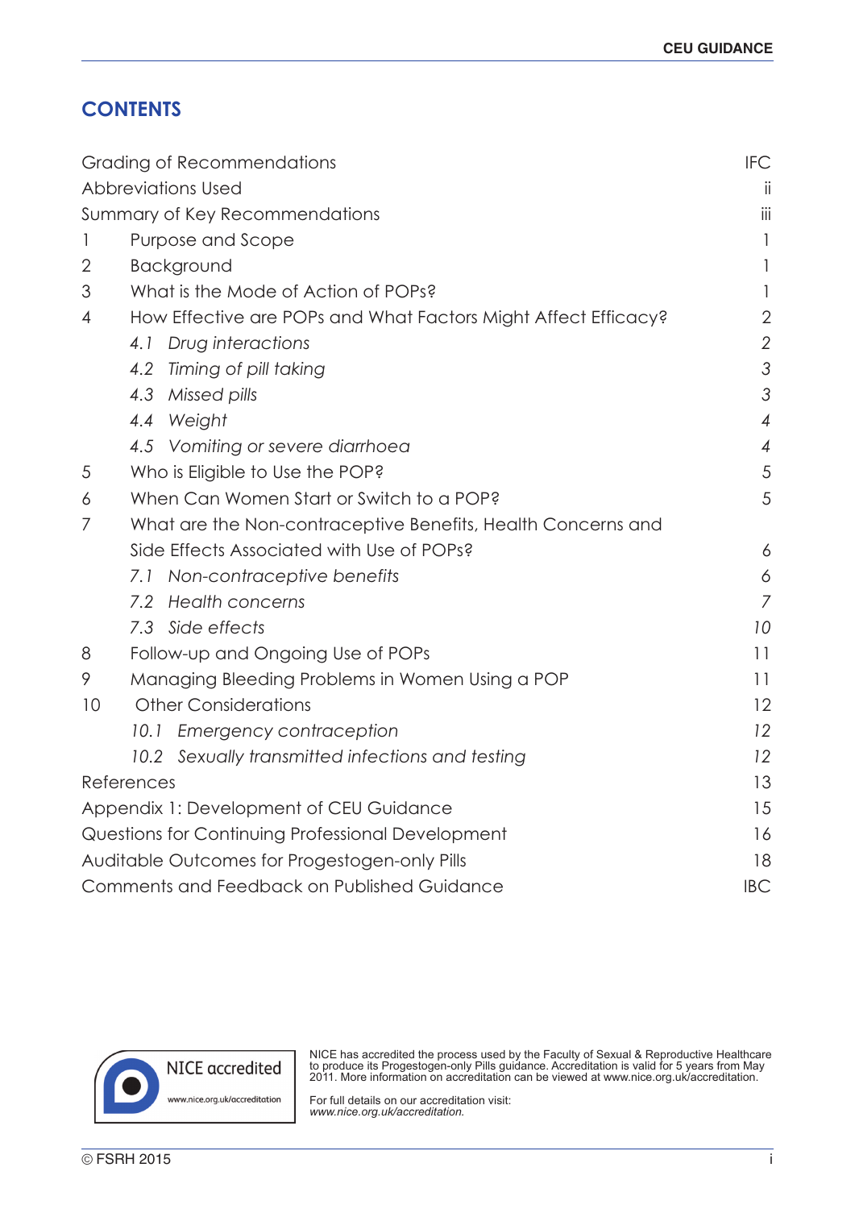## CONTENTS

| | |
|---|---|
| Grading of Recommendations | IFC |
| Abbreviations Used | ii |
| Summary of Key Recommendations | iii |
| 1 Purpose and Scope | 1 |
| 2 Background | 1 |
| 3 What is the Mode of Action of POPs? | 1 |
| 4 How Effective are POPs and What Factors Might Affect Efficacy? | 2 |
| *4.1 Drug interactions* | *2* |
| *4.2 Timing of pill taking* | *3* |
| *4.3 Missed pills* | *3* |
| *4.4 Weight* | *4* |
| *4.5 Vomiting or severe diarrhoea* | *4* |
| 5 Who is Eligible to Use the POP? | 5 |
| 6 When Can Women Start or Switch to a POP? | 5 |
| 7 What are the Non-contraceptive Benefits, Health Concerns and Side Effects Associated with Use of POPs? | 6 |
| *7.1 Non-contraceptive benefits* | *6* |
| *7.2 Health concerns* | *7* |
| *7.3 Side effects* | *10* |
| 8 Follow-up and Ongoing Use of POPs | 11 |
| 9 Managing Bleeding Problems in Women Using a POP | 11 |
| 10 Other Considerations | 12 |
| *10.1 Emergency contraception* | *12* |
| *10.2 Sexually transmitted infections and testing* | *12* |
| References | 13 |
| Appendix 1: Development of CEU Guidance | 15 |
| Questions for Continuing Professional Development | 16 |
| Auditable Outcomes for Progestogen-only Pills | 18 |
| Comments and Feedback on Published Guidance | IBC |

NICE accredited

www.nice.org.uk/accreditation

NICE has accredited the process used by the Faculty of Sexual & Reproductive Healthcare to produce its Progestogen-only Pills guidance. Accreditation is valid for 5 years from May 2011. More information on accreditation can be viewed at www.nice.org.uk/accreditation.

For full details on our accreditation visit: *www.nice.org.uk/accreditation.*

© FSRH 2015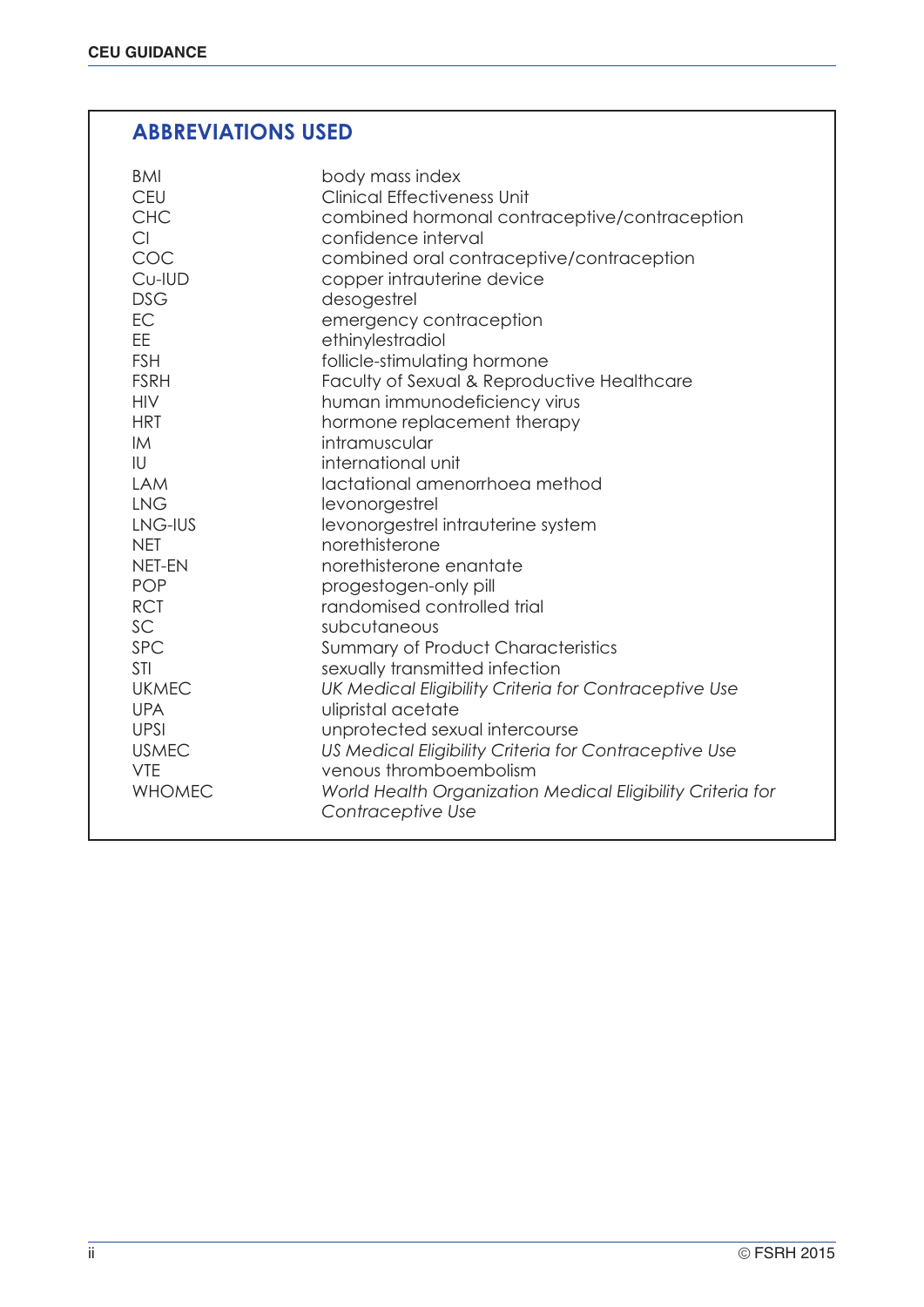## ABBREVIATIONS USED

| | |
|---|---|
| BMI | body mass index |
| CEU | Clinical Effectiveness Unit |
| CHC | combined hormonal contraceptive/contraception |
| CI | confidence interval |
| COC | combined oral contraceptive/contraception |
| Cu-IUD | copper intrauterine device |
| DSG | desogestrel |
| EC | emergency contraception |
| EE | ethinylestradiol |
| FSH | follicle-stimulating hormone |
| FSRH | Faculty of Sexual & Reproductive Healthcare |
| HIV | human immunodeficiency virus |
| HRT | hormone replacement therapy |
| IM | intramuscular |
| IU | international unit |
| LAM | lactational amenorrhoea method |
| LNG | levonorgestrel |
| LNG-IUS | levonorgestrel intrauterine system |
| NET | norethisterone |
| NET-EN | norethisterone enantate |
| POP | progestogen-only pill |
| RCT | randomised controlled trial |
| SC | subcutaneous |
| SPC | Summary of Product Characteristics |
| STI | sexually transmitted infection |
| UKMEC | *UK Medical Eligibility Criteria for Contraceptive Use* |
| UPA | ulipristal acetate |
| UPSI | unprotected sexual intercourse |
| USMEC | *US Medical Eligibility Criteria for Contraceptive Use* |
| VTE | venous thromboembolism |
| WHOMEC | *World Health Organization Medical Eligibility Criteria for Contraceptive Use* |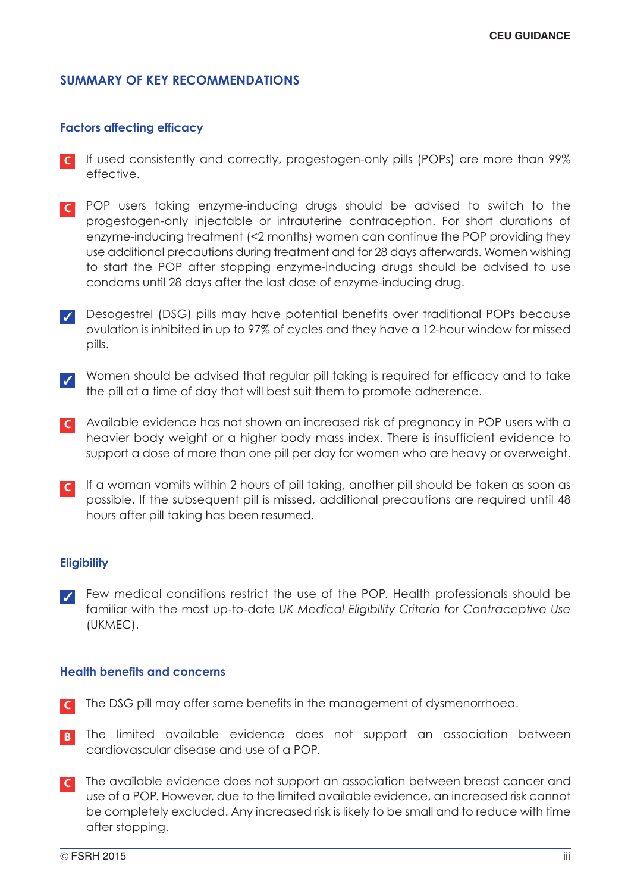## SUMMARY OF KEY RECOMMENDATIONS

### Factors affecting efficacy

**C** If used consistently and correctly, progestogen-only pills (POPs) are more than 99% effective.

**C** POP users taking enzyme-inducing drugs should be advised to switch to the progestogen-only injectable or intrauterine contraception. For short durations of enzyme-inducing treatment (<2 months) women can continue the POP providing they use additional precautions during treatment and for 28 days afterwards. Women wishing to start the POP after stopping enzyme-inducing drugs should be advised to use condoms until 28 days after the last dose of enzyme-inducing drug.

✓ Desogestrel (DSG) pills may have potential benefits over traditional POPs because ovulation is inhibited in up to 97% of cycles and they have a 12-hour window for missed pills.

✓ Women should be advised that regular pill taking is required for efficacy and to take the pill at a time of day that will best suit them to promote adherence.

**C** Available evidence has not shown an increased risk of pregnancy in POP users with a heavier body weight or a higher body mass index. There is insufficient evidence to support a dose of more than one pill per day for women who are heavy or overweight.

**C** If a woman vomits within 2 hours of pill taking, another pill should be taken as soon as possible. If the subsequent pill is missed, additional precautions are required until 48 hours after pill taking has been resumed.

### Eligibility

✓ Few medical conditions restrict the use of the POP. Health professionals should be familiar with the most up-to-date *UK Medical Eligibility Criteria for Contraceptive Use* (UKMEC).

### Health benefits and concerns

**C** The DSG pill may offer some benefits in the management of dysmenorrhoea.

**B** The limited available evidence does not support an association between cardiovascular disease and use of a POP.

**C** The available evidence does not support an association between breast cancer and use of a POP. However, due to the limited available evidence, an increased risk cannot be completely excluded. Any increased risk is likely to be small and to reduce with time after stopping.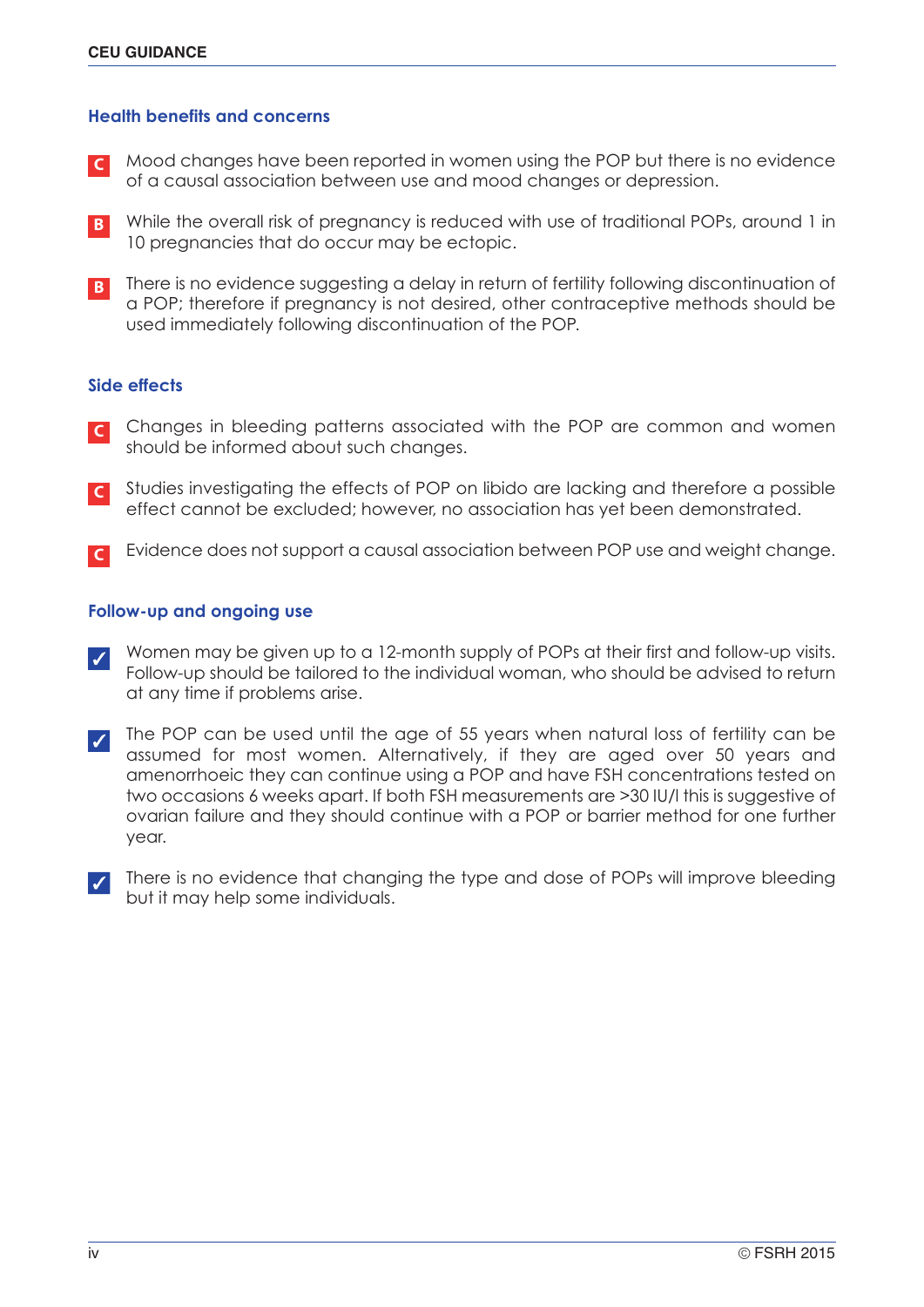## Health benefits and concerns

**C** Mood changes have been reported in women using the POP but there is no evidence of a causal association between use and mood changes or depression.

**B** While the overall risk of pregnancy is reduced with use of traditional POPs, around 1 in 10 pregnancies that do occur may be ectopic.

**B** There is no evidence suggesting a delay in return of fertility following discontinuation of a POP; therefore if pregnancy is not desired, other contraceptive methods should be used immediately following discontinuation of the POP.

## Side effects

**C** Changes in bleeding patterns associated with the POP are common and women should be informed about such changes.

**C** Studies investigating the effects of POP on libido are lacking and therefore a possible effect cannot be excluded; however, no association has yet been demonstrated.

**C** Evidence does not support a causal association between POP use and weight change.

## Follow-up and ongoing use

✓ Women may be given up to a 12-month supply of POPs at their first and follow-up visits. Follow-up should be tailored to the individual woman, who should be advised to return at any time if problems arise.

✓ The POP can be used until the age of 55 years when natural loss of fertility can be assumed for most women. Alternatively, if they are aged over 50 years and amenorrhoeic they can continue using a POP and have FSH concentrations tested on two occasions 6 weeks apart. If both FSH measurements are >30 IU/l this is suggestive of ovarian failure and they should continue with a POP or barrier method for one further year.

✓ There is no evidence that changing the type and dose of POPs will improve bleeding but it may help some individuals.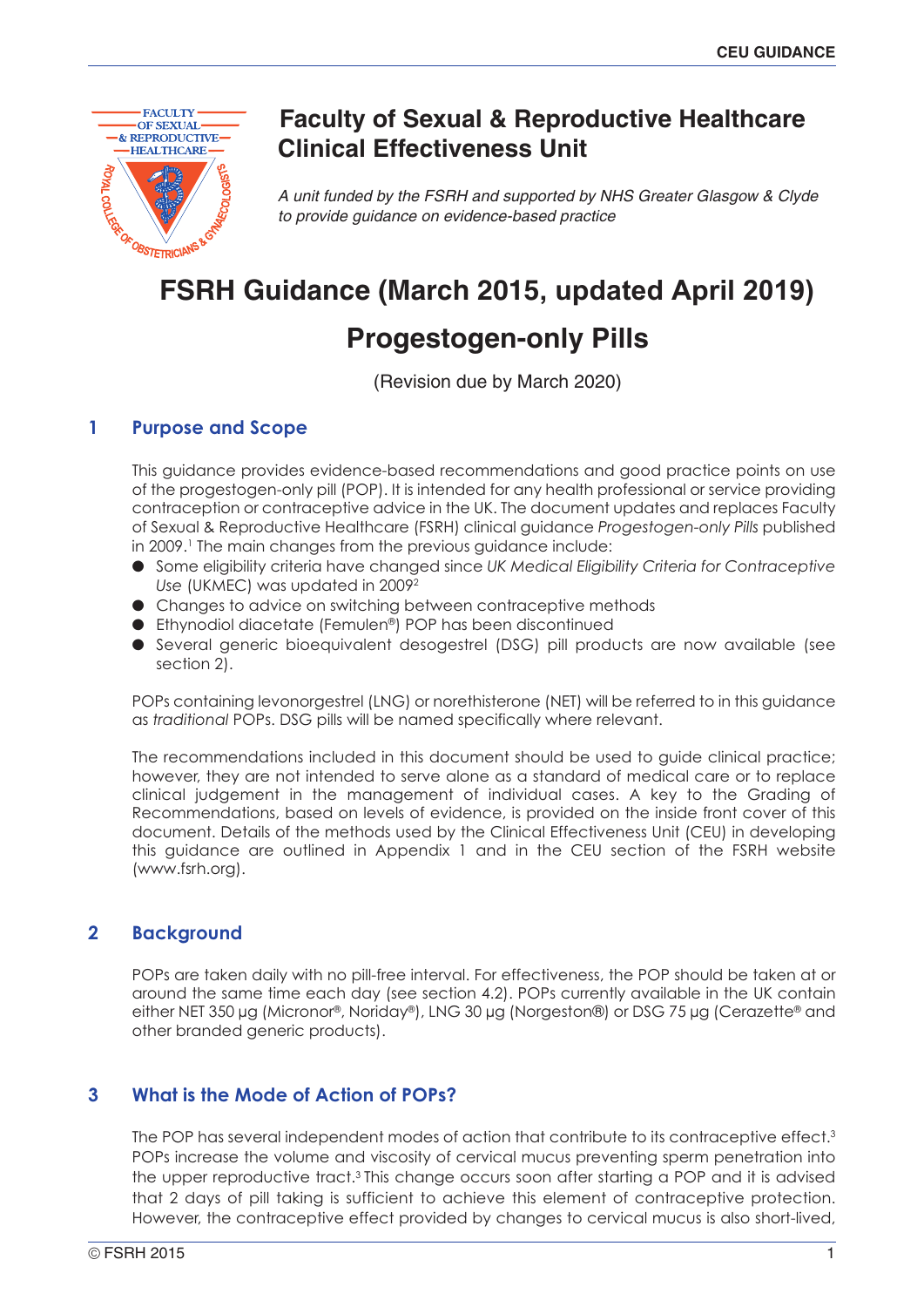Faculty of Sexual & Reproductive Healthcare Clinical Effectiveness Unit

*A unit funded by the FSRH and supported by NHS Greater Glasgow & Clyde to provide guidance on evidence-based practice*

# FSRH Guidance (March 2015, updated April 2019)

# Progestogen-only Pills

(Revision due by March 2020)

## 1 Purpose and Scope

This guidance provides evidence-based recommendations and good practice points on use of the progestogen-only pill (POP). It is intended for any health professional or service providing contraception or contraceptive advice in the UK. The document updates and replaces Faculty of Sexual & Reproductive Healthcare (FSRH) clinical guidance *Progestogen-only Pills* published in 2009.[1] The main changes from the previous guidance include:

- Some eligibility criteria have changed since *UK Medical Eligibility Criteria for Contraceptive Use* (UKMEC) was updated in 2009[2]
- Changes to advice on switching between contraceptive methods
- Ethynodiol diacetate (Femulen®) POP has been discontinued
- Several generic bioequivalent desogestrel (DSG) pill products are now available (see section 2).

POPs containing levonorgestrel (LNG) or norethisterone (NET) will be referred to in this guidance as *traditional* POPs. DSG pills will be named specifically where relevant.

The recommendations included in this document should be used to guide clinical practice; however, they are not intended to serve alone as a standard of medical care or to replace clinical judgement in the management of individual cases. A key to the Grading of Recommendations, based on levels of evidence, is provided on the inside front cover of this document. Details of the methods used by the Clinical Effectiveness Unit (CEU) in developing this guidance are outlined in Appendix 1 and in the CEU section of the FSRH website (www.fsrh.org).

## 2 Background

POPs are taken daily with no pill-free interval. For effectiveness, the POP should be taken at or around the same time each day (see section 4.2). POPs currently available in the UK contain either NET 350 µg (Micronor®, Noriday®), LNG 30 µg (Norgeston®) or DSG 75 µg (Cerazette® and other branded generic products).

## 3 What is the Mode of Action of POPs?

The POP has several independent modes of action that contribute to its contraceptive effect.[3] POPs increase the volume and viscosity of cervical mucus preventing sperm penetration into the upper reproductive tract.[3] This change occurs soon after starting a POP and it is advised that 2 days of pill taking is sufficient to achieve this element of contraceptive protection. However, the contraceptive effect provided by changes to cervical mucus is also short-lived,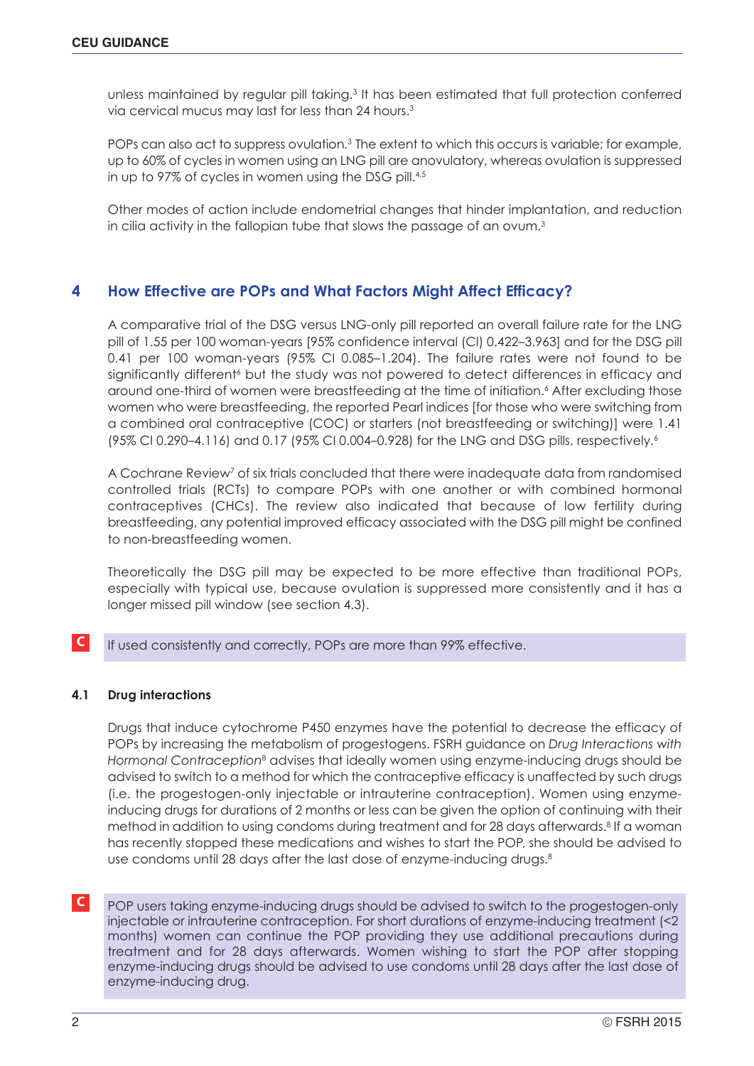unless maintained by regular pill taking.[3] It has been estimated that full protection conferred via cervical mucus may last for less than 24 hours.[3]

POPs can also act to suppress ovulation.[3] The extent to which this occurs is variable; for example, up to 60% of cycles in women using an LNG pill are anovulatory, whereas ovulation is suppressed in up to 97% of cycles in women using the DSG pill.[4,5]

Other modes of action include endometrial changes that hinder implantation, and reduction in cilia activity in the fallopian tube that slows the passage of an ovum.[3]

## 4 How Effective are POPs and What Factors Might Affect Efficacy?

A comparative trial of the DSG versus LNG-only pill reported an overall failure rate for the LNG pill of 1.55 per 100 woman-years [95% confidence interval (CI) 0.422–3.963] and for the DSG pill 0.41 per 100 woman-years (95% CI 0.085–1.204). The failure rates were not found to be significantly different[6] but the study was not powered to detect differences in efficacy and around one-third of women were breastfeeding at the time of initiation.[6] After excluding those women who were breastfeeding, the reported Pearl indices [for those who were switching from a combined oral contraceptive (COC) or starters (not breastfeeding or switching)] were 1.41 (95% CI 0.290–4.116) and 0.17 (95% CI 0.004–0.928) for the LNG and DSG pills, respectively.[6]

A Cochrane Review[7] of six trials concluded that there were inadequate data from randomised controlled trials (RCTs) to compare POPs with one another or with combined hormonal contraceptives (CHCs). The review also indicated that because of low fertility during breastfeeding, any potential improved efficacy associated with the DSG pill might be confined to non-breastfeeding women.

Theoretically the DSG pill may be expected to be more effective than traditional POPs, especially with typical use, because ovulation is suppressed more consistently and it has a longer missed pill window (see section 4.3).

**C** If used consistently and correctly, POPs are more than 99% effective.

### 4.1 Drug interactions

Drugs that induce cytochrome P450 enzymes have the potential to decrease the efficacy of POPs by increasing the metabolism of progestogens. FSRH guidance on *Drug Interactions with Hormonal Contraception*[8] advises that ideally women using enzyme-inducing drugs should be advised to switch to a method for which the contraceptive efficacy is unaffected by such drugs (i.e. the progestogen-only injectable or intrauterine contraception). Women using enzyme-inducing drugs for durations of 2 months or less can be given the option of continuing with their method in addition to using condoms during treatment and for 28 days afterwards.[8] If a woman has recently stopped these medications and wishes to start the POP, she should be advised to use condoms until 28 days after the last dose of enzyme-inducing drugs.[8]

**C** POP users taking enzyme-inducing drugs should be advised to switch to the progestogen-only injectable or intrauterine contraception. For short durations of enzyme-inducing treatment (<2 months) women can continue the POP providing they use additional precautions during treatment and for 28 days afterwards. Women wishing to start the POP after stopping enzyme-inducing drugs should be advised to use condoms until 28 days after the last dose of enzyme-inducing drug.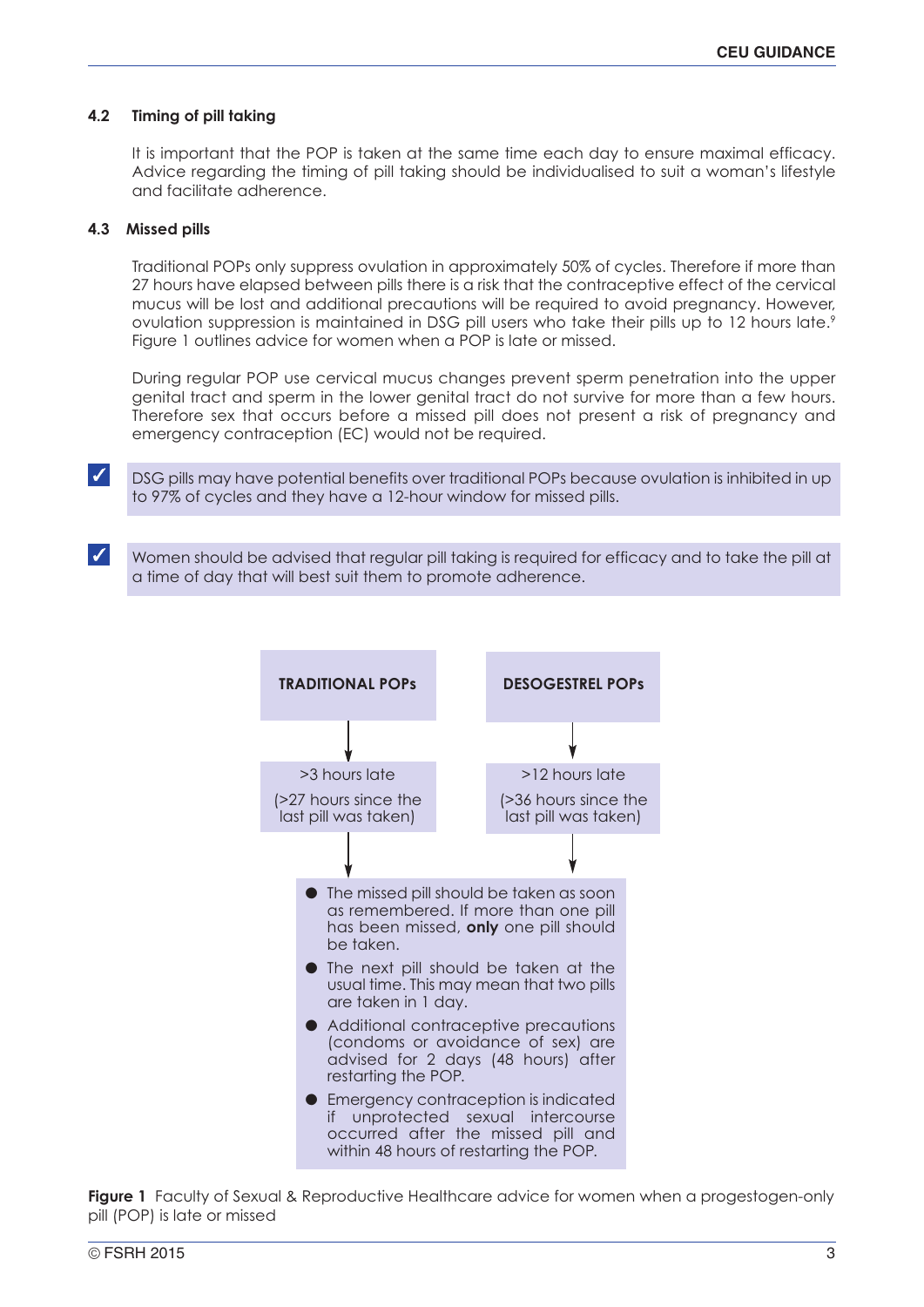### 4.2 Timing of pill taking

It is important that the POP is taken at the same time each day to ensure maximal efficacy. Advice regarding the timing of pill taking should be individualised to suit a woman's lifestyle and facilitate adherence.

### 4.3 Missed pills

Traditional POPs only suppress ovulation in approximately 50% of cycles. Therefore if more than 27 hours have elapsed between pills there is a risk that the contraceptive effect of the cervical mucus will be lost and additional precautions will be required to avoid pregnancy. However, ovulation suppression is maintained in DSG pill users who take their pills up to 12 hours late.[9] Figure 1 outlines advice for women when a POP is late or missed.

During regular POP use cervical mucus changes prevent sperm penetration into the upper genital tract and sperm in the lower genital tract do not survive for more than a few hours. Therefore sex that occurs before a missed pill does not present a risk of pregnancy and emergency contraception (EC) would not be required.

✓ DSG pills may have potential benefits over traditional POPs because ovulation is inhibited in up to 97% of cycles and they have a 12-hour window for missed pills.

✓ Women should be advised that regular pill taking is required for efficacy and to take the pill at a time of day that will best suit them to promote adherence.

**TRADITIONAL POPs**
↓
>3 hours late
(>27 hours since the last pill was taken)

**DESOGESTREL POPs**
↓
>12 hours late
(>36 hours since the last pill was taken)

↓

- The missed pill should be taken as soon as remembered. If more than one pill has been missed, **only** one pill should be taken.
- The next pill should be taken at the usual time. This may mean that two pills are taken in 1 day.
- Additional contraceptive precautions (condoms or avoidance of sex) are advised for 2 days (48 hours) after restarting the POP.
- Emergency contraception is indicated if unprotected sexual intercourse occurred after the missed pill and within 48 hours of restarting the POP.

**Figure 1** Faculty of Sexual & Reproductive Healthcare advice for women when a progestogen-only pill (POP) is late or missed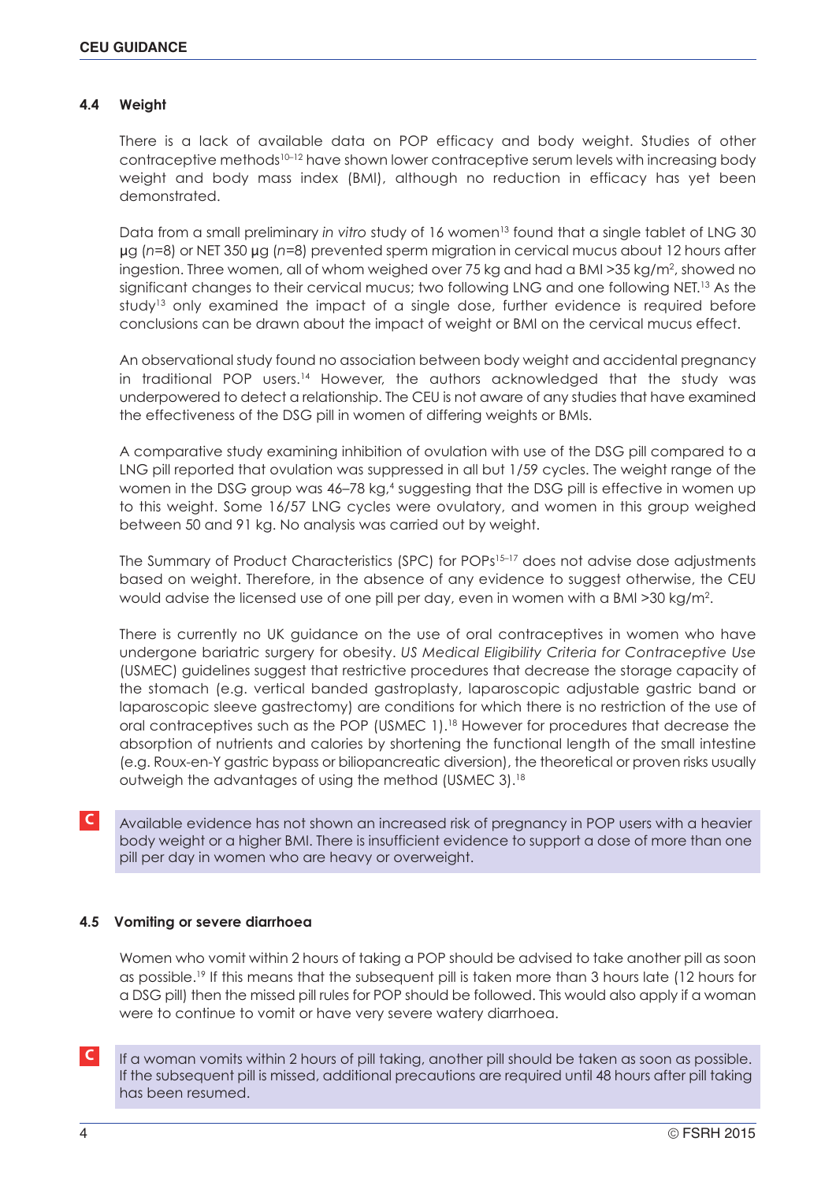### 4.4 Weight

There is a lack of available data on POP efficacy and body weight. Studies of other contraceptive methods[10–12] have shown lower contraceptive serum levels with increasing body weight and body mass index (BMI), although no reduction in efficacy has yet been demonstrated.

Data from a small preliminary *in vitro* study of 16 women[13] found that a single tablet of LNG 30 µg (*n*=8) or NET 350 µg (*n*=8) prevented sperm migration in cervical mucus about 12 hours after ingestion. Three women, all of whom weighed over 75 kg and had a BMI >35 kg/m$^2$, showed no significant changes to their cervical mucus; two following LNG and one following NET.[13] As the study[13] only examined the impact of a single dose, further evidence is required before conclusions can be drawn about the impact of weight or BMI on the cervical mucus effect.

An observational study found no association between body weight and accidental pregnancy in traditional POP users.[14] However, the authors acknowledged that the study was underpowered to detect a relationship. The CEU is not aware of any studies that have examined the effectiveness of the DSG pill in women of differing weights or BMIs.

A comparative study examining inhibition of ovulation with use of the DSG pill compared to a LNG pill reported that ovulation was suppressed in all but 1/59 cycles. The weight range of the women in the DSG group was 46–78 kg,[4] suggesting that the DSG pill is effective in women up to this weight. Some 16/57 LNG cycles were ovulatory, and women in this group weighed between 50 and 91 kg. No analysis was carried out by weight.

The Summary of Product Characteristics (SPC) for POPs[15–17] does not advise dose adjustments based on weight. Therefore, in the absence of any evidence to suggest otherwise, the CEU would advise the licensed use of one pill per day, even in women with a BMI >30 kg/m$^2$.

There is currently no UK guidance on the use of oral contraceptives in women who have undergone bariatric surgery for obesity. *US Medical Eligibility Criteria for Contraceptive Use* (USMEC) guidelines suggest that restrictive procedures that decrease the storage capacity of the stomach (e.g. vertical banded gastroplasty, laparoscopic adjustable gastric band or laparoscopic sleeve gastrectomy) are conditions for which there is no restriction of the use of oral contraceptives such as the POP (USMEC 1).[18] However for procedures that decrease the absorption of nutrients and calories by shortening the functional length of the small intestine (e.g. Roux-en-Y gastric bypass or biliopancreatic diversion), the theoretical or proven risks usually outweigh the advantages of using the method (USMEC 3).[18]

**C** Available evidence has not shown an increased risk of pregnancy in POP users with a heavier body weight or a higher BMI. There is insufficient evidence to support a dose of more than one pill per day in women who are heavy or overweight.

### 4.5 Vomiting or severe diarrhoea

Women who vomit within 2 hours of taking a POP should be advised to take another pill as soon as possible.[19] If this means that the subsequent pill is taken more than 3 hours late (12 hours for a DSG pill) then the missed pill rules for POP should be followed. This would also apply if a woman were to continue to vomit or have very severe watery diarrhoea.

**C** If a woman vomits within 2 hours of pill taking, another pill should be taken as soon as possible. If the subsequent pill is missed, additional precautions are required until 48 hours after pill taking has been resumed.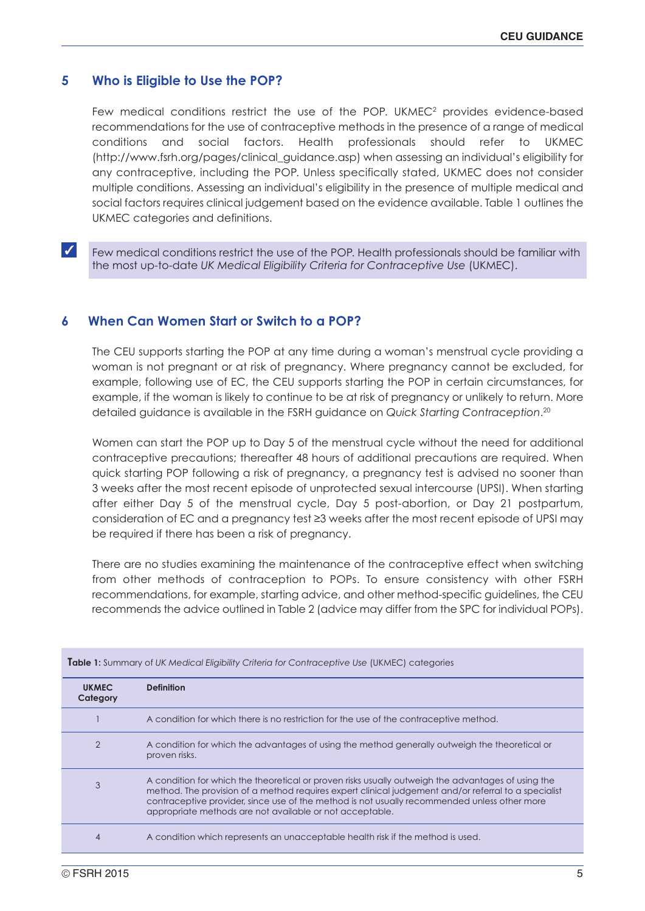## 5 Who is Eligible to Use the POP?

Few medical conditions restrict the use of the POP. UKMEC[2] provides evidence-based recommendations for the use of contraceptive methods in the presence of a range of medical conditions and social factors. Health professionals should refer to UKMEC (http://www.fsrh.org/pages/clinical_guidance.asp) when assessing an individual's eligibility for any contraceptive, including the POP. Unless specifically stated, UKMEC does not consider multiple conditions. Assessing an individual's eligibility in the presence of multiple medical and social factors requires clinical judgement based on the evidence available. Table 1 outlines the UKMEC categories and definitions.

✓ Few medical conditions restrict the use of the POP. Health professionals should be familiar with the most up-to-date *UK Medical Eligibility Criteria for Contraceptive Use* (UKMEC).

## 6 When Can Women Start or Switch to a POP?

The CEU supports starting the POP at any time during a woman's menstrual cycle providing a woman is not pregnant or at risk of pregnancy. Where pregnancy cannot be excluded, for example, following use of EC, the CEU supports starting the POP in certain circumstances, for example, if the woman is likely to continue to be at risk of pregnancy or unlikely to return. More detailed guidance is available in the FSRH guidance on *Quick Starting Contraception*.[20]

Women can start the POP up to Day 5 of the menstrual cycle without the need for additional contraceptive precautions; thereafter 48 hours of additional precautions are required. When quick starting POP following a risk of pregnancy, a pregnancy test is advised no sooner than 3 weeks after the most recent episode of unprotected sexual intercourse (UPSI). When starting after either Day 5 of the menstrual cycle, Day 5 post-abortion, or Day 21 postpartum, consideration of EC and a pregnancy test ≥3 weeks after the most recent episode of UPSI may be required if there has been a risk of pregnancy.

There are no studies examining the maintenance of the contraceptive effect when switching from other methods of contraception to POPs. To ensure consistency with other FSRH recommendations, for example, starting advice, and other method-specific guidelines, the CEU recommends the advice outlined in Table 2 (advice may differ from the SPC for individual POPs).

**Table 1:** Summary of *UK Medical Eligibility Criteria for Contraceptive Use* (UKMEC) categories

| UKMEC Category | Definition |
|---|---|
| 1 | A condition for which there is no restriction for the use of the contraceptive method. |
| 2 | A condition for which the advantages of using the method generally outweigh the theoretical or proven risks. |
| 3 | A condition for which the theoretical or proven risks usually outweigh the advantages of using the method. The provision of a method requires expert clinical judgement and/or referral to a specialist contraceptive provider, since use of the method is not usually recommended unless other more appropriate methods are not available or not acceptable. |
| 4 | A condition which represents an unacceptable health risk if the method is used. |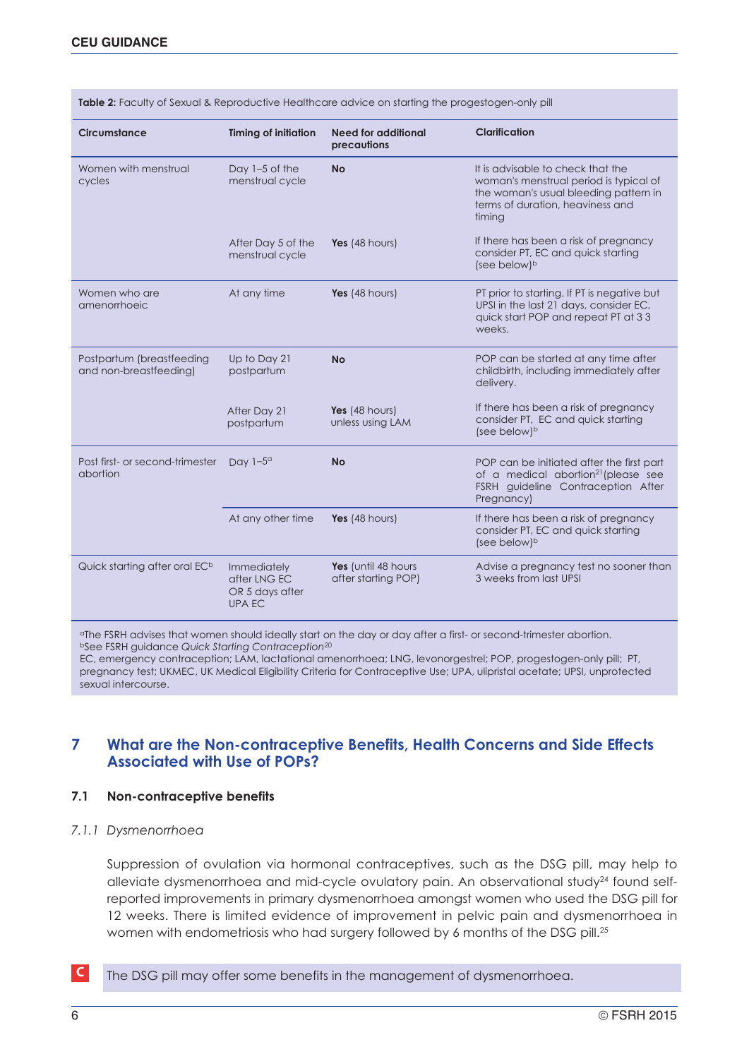**Table 2:** Faculty of Sexual & Reproductive Healthcare advice on starting the progestogen-only pill

| Circumstance | Timing of initiation | Need for additional precautions | Clarification |
|---|---|---|---|
| Women with menstrual cycles | Day 1–5 of the menstrual cycle | **No** | It is advisable to check that the woman's menstrual period is typical of the woman's usual bleeding pattern in terms of duration, heaviness and timing |
| | After Day 5 of the menstrual cycle | **Yes** (48 hours) | If there has been a risk of pregnancy consider PT, EC and quick starting (see below)[b] |
| Women who are amenorrhoeic | At any time | **Yes** (48 hours) | PT prior to starting. If PT is negative but UPSI in the last 21 days, consider EC, quick start POP and repeat PT at 3 3 weeks. |
| Postpartum (breastfeeding and non-breastfeeding) | Up to Day 21 postpartum | **No** | POP can be started at any time after childbirth, including immediately after delivery. |
| | After Day 21 postpartum | **Yes** (48 hours) unless using LAM | If there has been a risk of pregnancy consider PT, EC and quick starting (see below)[b] |
| Post first- or second-trimester abortion | Day 1–5[a] | **No** | POP can be initiated after the first part of a medical abortion[21] (please see FSRH guideline Contraception After Pregnancy) |
| | At any other time | **Yes** (48 hours) | If there has been a risk of pregnancy consider PT, EC and quick starting (see below)[b] |
| Quick starting after oral EC[b] | Immediately after LNG EC OR 5 days after UPA EC | **Yes** (until 48 hours after starting POP) | Advise a pregnancy test no sooner than 3 weeks from last UPSI |

[a]The FSRH advises that women should ideally start on the day or day after a first- or second-trimester abortion.
[b]See FSRH guidance *Quick Starting Contraception*[20]
EC, emergency contraception; LAM, lactational amenorrhoea; LNG, levonorgestrel; POP, progestogen-only pill; PT, pregnancy test; UKMEC, UK Medical Eligibility Criteria for Contraceptive Use; UPA, ulipristal acetate; UPSI, unprotected sexual intercourse.

## 7 What are the Non-contraceptive Benefits, Health Concerns and Side Effects Associated with Use of POPs?

### 7.1 Non-contraceptive benefits

#### *7.1.1 Dysmenorrhoea*

Suppression of ovulation via hormonal contraceptives, such as the DSG pill, may help to alleviate dysmenorrhoea and mid-cycle ovulatory pain. An observational study[24] found self-reported improvements in primary dysmenorrhoea amongst women who used the DSG pill for 12 weeks. There is limited evidence of improvement in pelvic pain and dysmenorrhoea in women with endometriosis who had surgery followed by 6 months of the DSG pill.[25]

**C** The DSG pill may offer some benefits in the management of dysmenorrhoea.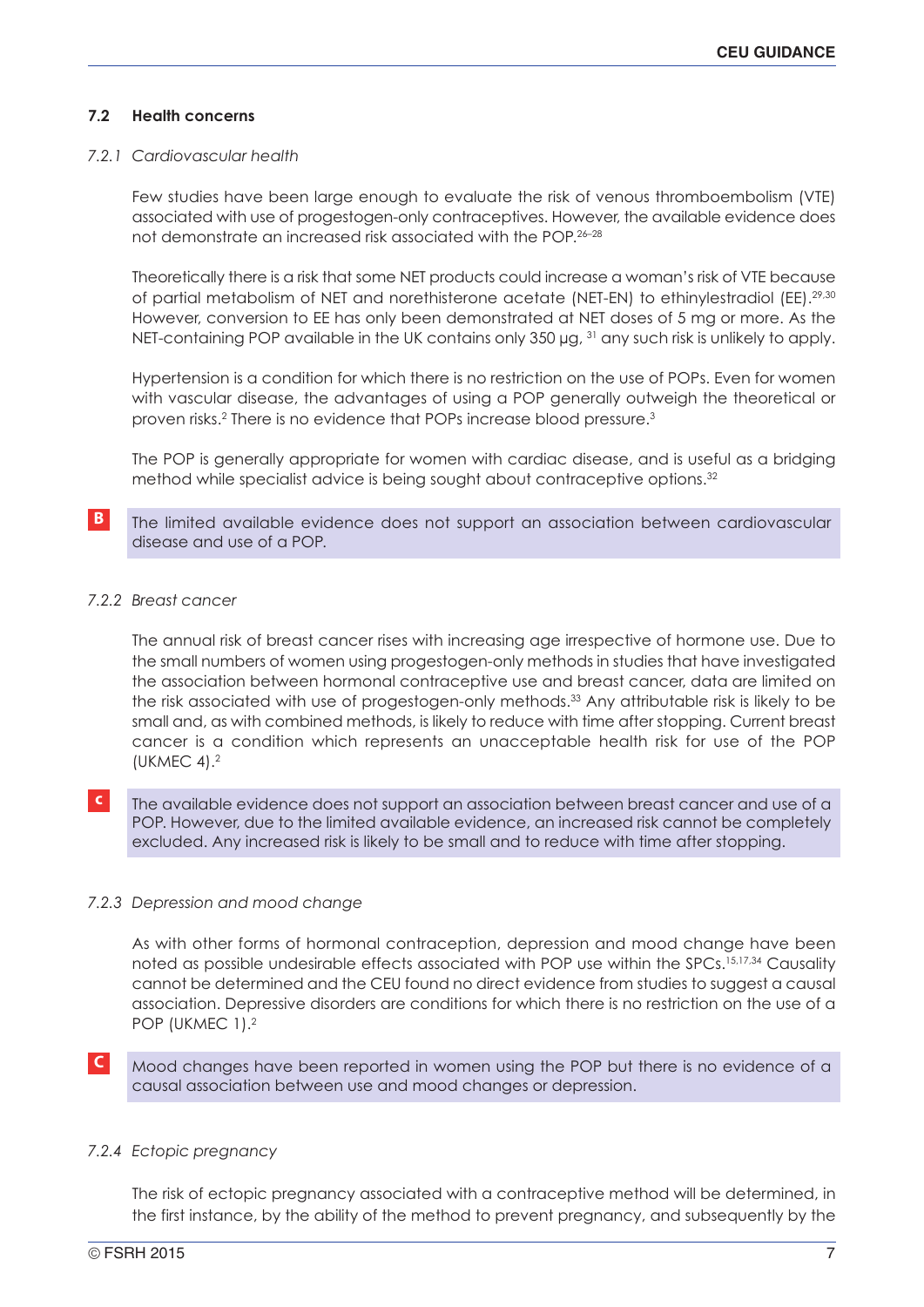### 7.2 Health concerns

#### *7.2.1 Cardiovascular health*

Few studies have been large enough to evaluate the risk of venous thromboembolism (VTE) associated with use of progestogen-only contraceptives. However, the available evidence does not demonstrate an increased risk associated with the POP.[26–28]

Theoretically there is a risk that some NET products could increase a woman's risk of VTE because of partial metabolism of NET and norethisterone acetate (NET-EN) to ethinylestradiol (EE).[29,30] However, conversion to EE has only been demonstrated at NET doses of 5 mg or more. As the NET-containing POP available in the UK contains only 350 µg, [31] any such risk is unlikely to apply.

Hypertension is a condition for which there is no restriction on the use of POPs. Even for women with vascular disease, the advantages of using a POP generally outweigh the theoretical or proven risks.[2] There is no evidence that POPs increase blood pressure.[3]

The POP is generally appropriate for women with cardiac disease, and is useful as a bridging method while specialist advice is being sought about contraceptive options.[32]

**B** The limited available evidence does not support an association between cardiovascular disease and use of a POP.

#### *7.2.2 Breast cancer*

The annual risk of breast cancer rises with increasing age irrespective of hormone use. Due to the small numbers of women using progestogen-only methods in studies that have investigated the association between hormonal contraceptive use and breast cancer, data are limited on the risk associated with use of progestogen-only methods.[33] Any attributable risk is likely to be small and, as with combined methods, is likely to reduce with time after stopping. Current breast cancer is a condition which represents an unacceptable health risk for use of the POP (UKMEC 4).[2]

**C** The available evidence does not support an association between breast cancer and use of a POP. However, due to the limited available evidence, an increased risk cannot be completely excluded. Any increased risk is likely to be small and to reduce with time after stopping.

#### *7.2.3 Depression and mood change*

As with other forms of hormonal contraception, depression and mood change have been noted as possible undesirable effects associated with POP use within the SPCs.[15,17,34] Causality cannot be determined and the CEU found no direct evidence from studies to suggest a causal association. Depressive disorders are conditions for which there is no restriction on the use of a POP (UKMEC 1).[2]

**C** Mood changes have been reported in women using the POP but there is no evidence of a causal association between use and mood changes or depression.

#### *7.2.4 Ectopic pregnancy*

The risk of ectopic pregnancy associated with a contraceptive method will be determined, in the first instance, by the ability of the method to prevent pregnancy, and subsequently by the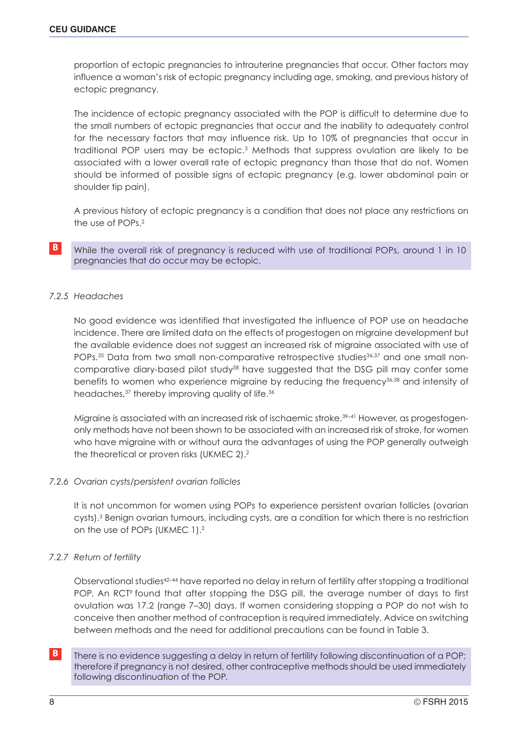proportion of ectopic pregnancies to intrauterine pregnancies that occur. Other factors may influence a woman's risk of ectopic pregnancy including age, smoking, and previous history of ectopic pregnancy.

The incidence of ectopic pregnancy associated with the POP is difficult to determine due to the small numbers of ectopic pregnancies that occur and the inability to adequately control for the necessary factors that may influence risk. Up to 10% of pregnancies that occur in traditional POP users may be ectopic.[3] Methods that suppress ovulation are likely to be associated with a lower overall rate of ectopic pregnancy than those that do not. Women should be informed of possible signs of ectopic pregnancy (e.g. lower abdominal pain or shoulder tip pain).

A previous history of ectopic pregnancy is a condition that does not place any restrictions on the use of POPs.[2]

**B** While the overall risk of pregnancy is reduced with use of traditional POPs, around 1 in 10 pregnancies that do occur may be ectopic.

### *7.2.5 Headaches*

No good evidence was identified that investigated the influence of POP use on headache incidence. There are limited data on the effects of progestogen on migraine development but the available evidence does not suggest an increased risk of migraine associated with use of POPs.[35] Data from two small non-comparative retrospective studies[36,37] and one small non-comparative diary-based pilot study[38] have suggested that the DSG pill may confer some benefits to women who experience migraine by reducing the frequency[36,38] and intensity of headaches,[37] thereby improving quality of life.[36]

Migraine is associated with an increased risk of ischaemic stroke.[39–41] However, as progestogen-only methods have not been shown to be associated with an increased risk of stroke, for women who have migraine with or without aura the advantages of using the POP generally outweigh the theoretical or proven risks (UKMEC 2).[2]

### *7.2.6 Ovarian cysts/persistent ovarian follicles*

It is not uncommon for women using POPs to experience persistent ovarian follicles (ovarian cysts).[3] Benign ovarian tumours, including cysts, are a condition for which there is no restriction on the use of POPs (UKMEC 1).[2]

### *7.2.7 Return of fertility*

Observational studies[42–44] have reported no delay in return of fertility after stopping a traditional POP. An RCT[9] found that after stopping the DSG pill, the average number of days to first ovulation was 17.2 (range 7–30) days. If women considering stopping a POP do not wish to conceive then another method of contraception is required immediately. Advice on switching between methods and the need for additional precautions can be found in Table 3.

**B** There is no evidence suggesting a delay in return of fertility following discontinuation of a POP; therefore if pregnancy is not desired, other contraceptive methods should be used immediately following discontinuation of the POP.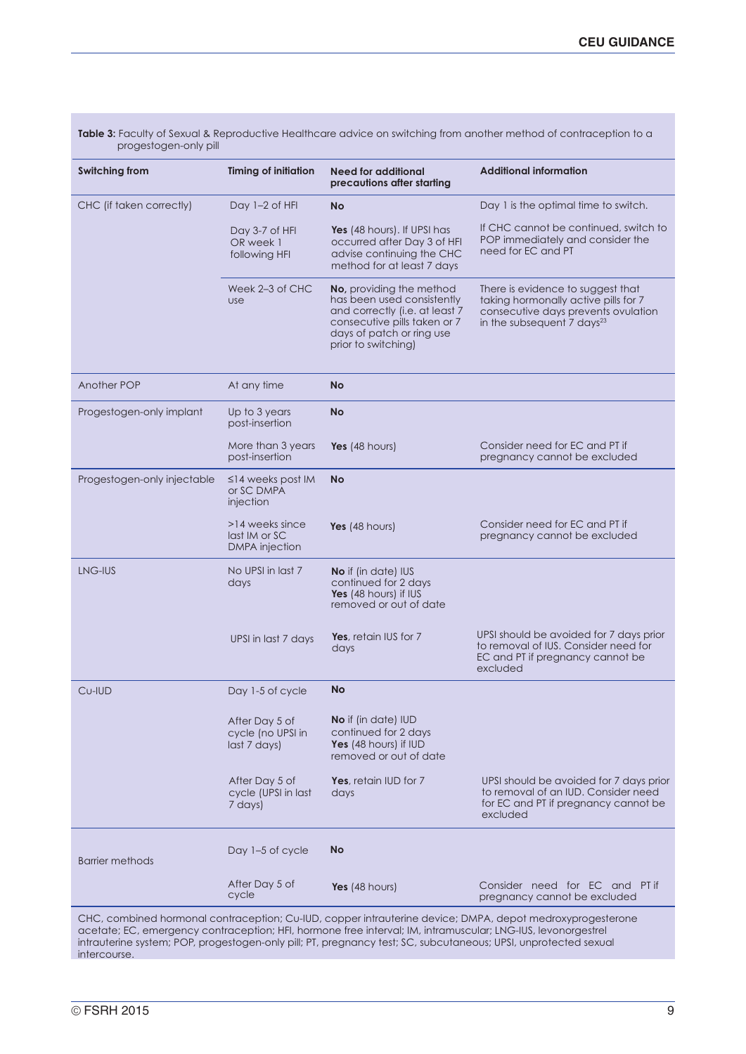**Table 3:** Faculty of Sexual & Reproductive Healthcare advice on switching from another method of contraception to a progestogen-only pill

| Switching from | Timing of initiation | Need for additional precautions after starting | Additional information |
|---|---|---|---|
| CHC (if taken correctly) | Day 1–2 of HFI | **No** | Day 1 is the optimal time to switch. |
| | Day 3-7 of HFI OR week 1 following HFI | **Yes** (48 hours). If UPSI has occurred after Day 3 of HFI advise continuing the CHC method for at least 7 days | If CHC cannot be continued, switch to POP immediately and consider the need for EC and PT |
| | Week 2–3 of CHC use | **No,** providing the method has been used consistently and correctly (i.e. at least 7 consecutive pills taken or 7 days of patch or ring use prior to switching) | There is evidence to suggest that taking hormonally active pills for 7 consecutive days prevents ovulation in the subsequent 7 days[23] |
| Another POP | At any time | **No** | |
| Progestogen-only implant | Up to 3 years post-insertion | **No** | |
| | More than 3 years post-insertion | **Yes** (48 hours) | Consider need for EC and PT if pregnancy cannot be excluded |
| Progestogen-only injectable | ≤14 weeks post IM or SC DMPA injection | **No** | |
| | >14 weeks since last IM or SC DMPA injection | **Yes** (48 hours) | Consider need for EC and PT if pregnancy cannot be excluded |
| LNG-IUS | No UPSI in last 7 days | **No** if (in date) IUS continued for 2 days **Yes** (48 hours) if IUS removed or out of date | |
| | UPSI in last 7 days | **Yes**, retain IUS for 7 days | UPSI should be avoided for 7 days prior to removal of IUS. Consider need for EC and PT if pregnancy cannot be excluded |
| Cu-IUD | Day 1-5 of cycle | **No** | |
| | After Day 5 of cycle (no UPSI in last 7 days) | **No** if (in date) IUD continued for 2 days **Yes** (48 hours) if IUD removed or out of date | |
| | After Day 5 of cycle (UPSI in last 7 days) | **Yes**, retain IUD for 7 days | UPSI should be avoided for 7 days prior to removal of an IUD. Consider need for EC and PT if pregnancy cannot be excluded |
| Barrier methods | Day 1–5 of cycle | **No** | |
| | After Day 5 of cycle | **Yes** (48 hours) | Consider need for EC and PT if pregnancy cannot be excluded |

CHC, combined hormonal contraception; Cu-IUD, copper intrauterine device; DMPA, depot medroxyprogesterone acetate; EC, emergency contraception; HFI, hormone free interval; IM, intramuscular; LNG-IUS, levonorgestrel intrauterine system; POP, progestogen-only pill; PT, pregnancy test; SC, subcutaneous; UPSI, unprotected sexual intercourse.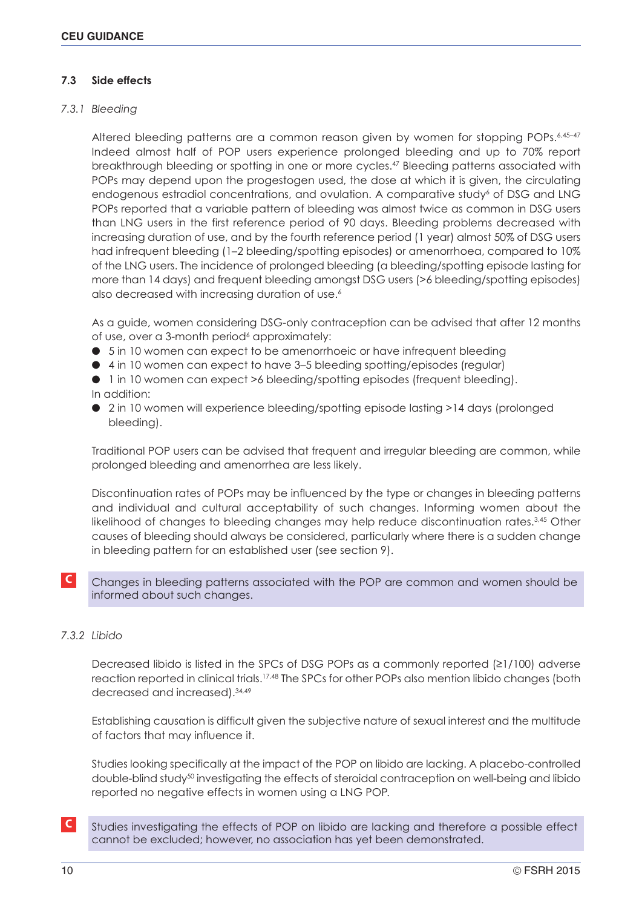### 7.3 Side effects

#### *7.3.1 Bleeding*

Altered bleeding patterns are a common reason given by women for stopping POPs.[6,45–47] Indeed almost half of POP users experience prolonged bleeding and up to 70% report breakthrough bleeding or spotting in one or more cycles.[47] Bleeding patterns associated with POPs may depend upon the progestogen used, the dose at which it is given, the circulating endogenous estradiol concentrations, and ovulation. A comparative study[6] of DSG and LNG POPs reported that a variable pattern of bleeding was almost twice as common in DSG users than LNG users in the first reference period of 90 days. Bleeding problems decreased with increasing duration of use, and by the fourth reference period (1 year) almost 50% of DSG users had infrequent bleeding (1–2 bleeding/spotting episodes) or amenorrhoea, compared to 10% of the LNG users. The incidence of prolonged bleeding (a bleeding/spotting episode lasting for more than 14 days) and frequent bleeding amongst DSG users (>6 bleeding/spotting episodes) also decreased with increasing duration of use.[6]

As a guide, women considering DSG-only contraception can be advised that after 12 months of use, over a 3-month period[6] approximately:

- 5 in 10 women can expect to be amenorrhoeic or have infrequent bleeding
- 4 in 10 women can expect to have 3–5 bleeding spotting/episodes (regular)
- 1 in 10 women can expect >6 bleeding/spotting episodes (frequent bleeding).

In addition:

- 2 in 10 women will experience bleeding/spotting episode lasting >14 days (prolonged bleeding).

Traditional POP users can be advised that frequent and irregular bleeding are common, while prolonged bleeding and amenorrhea are less likely.

Discontinuation rates of POPs may be influenced by the type or changes in bleeding patterns and individual and cultural acceptability of such changes. Informing women about the likelihood of changes to bleeding changes may help reduce discontinuation rates.[3,45] Other causes of bleeding should always be considered, particularly where there is a sudden change in bleeding pattern for an established user (see section 9).

**C** Changes in bleeding patterns associated with the POP are common and women should be informed about such changes.

#### *7.3.2 Libido*

Decreased libido is listed in the SPCs of DSG POPs as a commonly reported (≥1/100) adverse reaction reported in clinical trials.[17,48] The SPCs for other POPs also mention libido changes (both decreased and increased).[34,49]

Establishing causation is difficult given the subjective nature of sexual interest and the multitude of factors that may influence it.

Studies looking specifically at the impact of the POP on libido are lacking. A placebo-controlled double-blind study[50] investigating the effects of steroidal contraception on well-being and libido reported no negative effects in women using a LNG POP.

**C** Studies investigating the effects of POP on libido are lacking and therefore a possible effect cannot be excluded; however, no association has yet been demonstrated.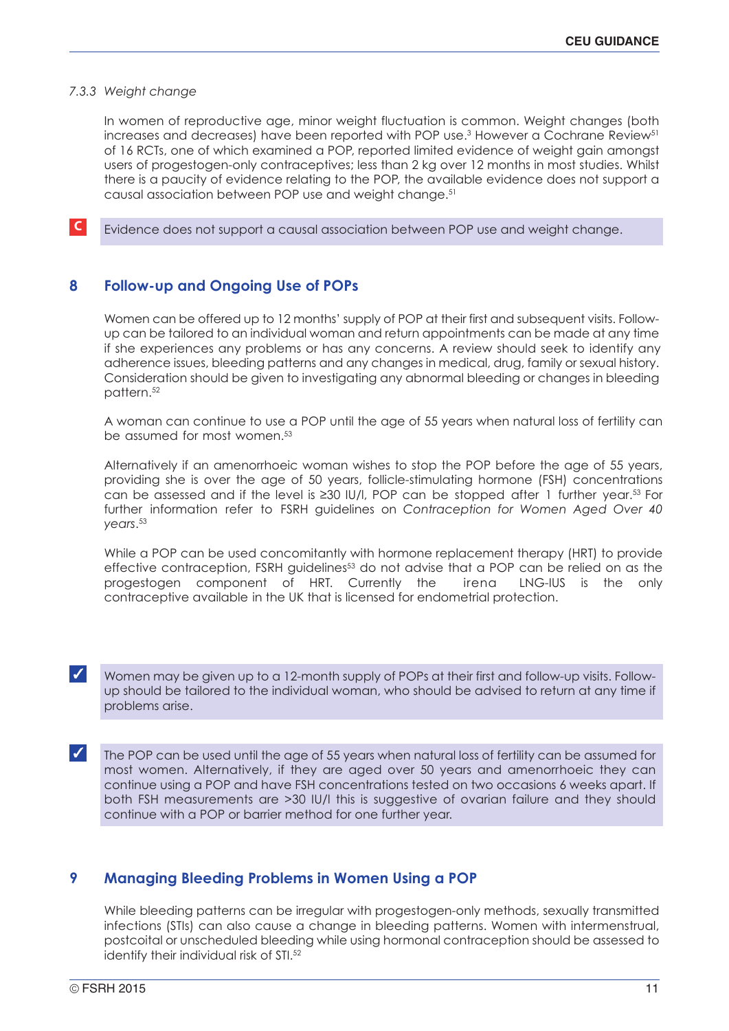#### 7.3.3 *Weight change*

In women of reproductive age, minor weight fluctuation is common. Weight changes (both increases and decreases) have been reported with POP use.[3] However a Cochrane Review[51] of 16 RCTs, one of which examined a POP, reported limited evidence of weight gain amongst users of progestogen-only contraceptives; less than 2 kg over 12 months in most studies. Whilst there is a paucity of evidence relating to the POP, the available evidence does not support a causal association between POP use and weight change.[51]

**C** Evidence does not support a causal association between POP use and weight change.

## 8 Follow-up and Ongoing Use of POPs

Women can be offered up to 12 months' supply of POP at their first and subsequent visits. Follow-up can be tailored to an individual woman and return appointments can be made at any time if she experiences any problems or has any concerns. A review should seek to identify any adherence issues, bleeding patterns and any changes in medical, drug, family or sexual history. Consideration should be given to investigating any abnormal bleeding or changes in bleeding pattern.[52]

A woman can continue to use a POP until the age of 55 years when natural loss of fertility can be assumed for most women.[53]

Alternatively if an amenorrhoeic woman wishes to stop the POP before the age of 55 years, providing she is over the age of 50 years, follicle-stimulating hormone (FSH) concentrations can be assessed and if the level is ≥30 IU/l, POP can be stopped after 1 further year.[53] For further information refer to FSRH guidelines on *Contraception for Women Aged Over 40 years*.[53]

While a POP can be used concomitantly with hormone replacement therapy (HRT) to provide effective contraception, FSRH guidelines[53] do not advise that a POP can be relied on as the progestogen component of HRT. Currently the irena LNG-IUS is the only contraceptive available in the UK that is licensed for endometrial protection.

✓ Women may be given up to a 12-month supply of POPs at their first and follow-up visits. Follow-up should be tailored to the individual woman, who should be advised to return at any time if problems arise.

✓ The POP can be used until the age of 55 years when natural loss of fertility can be assumed for most women. Alternatively, if they are aged over 50 years and amenorrhoeic they can continue using a POP and have FSH concentrations tested on two occasions 6 weeks apart. If both FSH measurements are >30 IU/l this is suggestive of ovarian failure and they should continue with a POP or barrier method for one further year.

## 9 Managing Bleeding Problems in Women Using a POP

While bleeding patterns can be irregular with progestogen-only methods, sexually transmitted infections (STIs) can also cause a change in bleeding patterns. Women with intermenstrual, postcoital or unscheduled bleeding while using hormonal contraception should be assessed to identify their individual risk of STI.[52]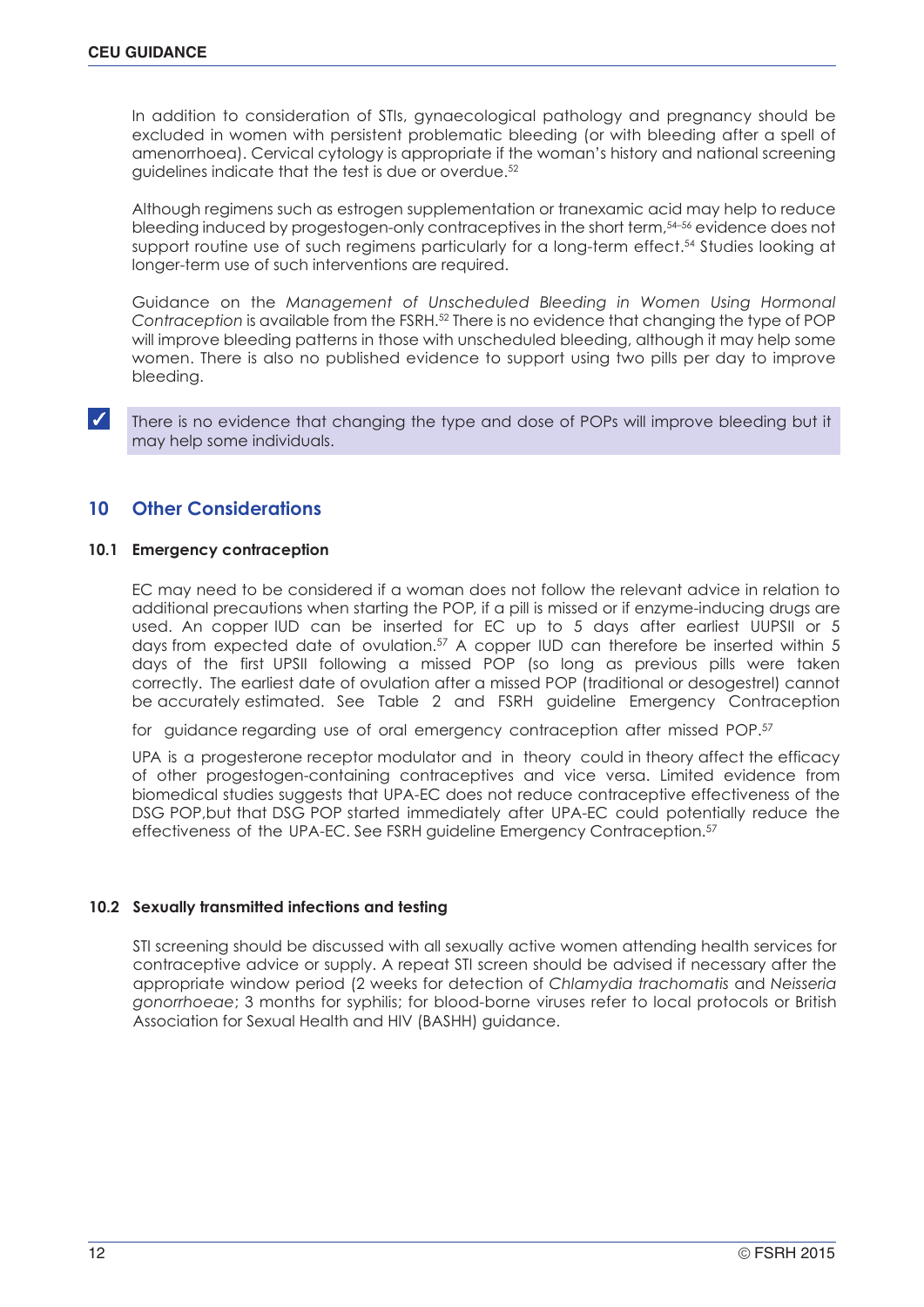In addition to consideration of STIs, gynaecological pathology and pregnancy should be excluded in women with persistent problematic bleeding (or with bleeding after a spell of amenorrhoea). Cervical cytology is appropriate if the woman's history and national screening guidelines indicate that the test is due or overdue.[52]

Although regimens such as estrogen supplementation or tranexamic acid may help to reduce bleeding induced by progestogen-only contraceptives in the short term,[54–56] evidence does not support routine use of such regimens particularly for a long-term effect.[54] Studies looking at longer-term use of such interventions are required.

Guidance on the *Management of Unscheduled Bleeding in Women Using Hormonal Contraception* is available from the FSRH.[52] There is no evidence that changing the type of POP will improve bleeding patterns in those with unscheduled bleeding, although it may help some women. There is also no published evidence to support using two pills per day to improve bleeding.

✓ There is no evidence that changing the type and dose of POPs will improve bleeding but it may help some individuals.

## 10 Other Considerations

### 10.1 Emergency contraception

EC may need to be considered if a woman does not follow the relevant advice in relation to additional precautions when starting the POP, if a pill is missed or if enzyme-inducing drugs are used. An copper IUD can be inserted for EC up to 5 days after earliest UUPSII or 5 days from expected date of ovulation.[57] A copper IUD can therefore be inserted within 5 days of the first UPSII following a missed POP (so long as previous pills were taken correctly. The earliest date of ovulation after a missed POP (traditional or desogestrel) cannot be accurately estimated. See Table 2 and FSRH guideline Emergency Contraception

for guidance regarding use of oral emergency contraception after missed POP.[57]

UPA is a progesterone receptor modulator and in theory could in theory affect the efficacy of other progestogen-containing contraceptives and vice versa. Limited evidence from biomedical studies suggests that UPA-EC does not reduce contraceptive effectiveness of the DSG POP,but that DSG POP started immediately after UPA-EC could potentially reduce the effectiveness of the UPA-EC. See FSRH guideline Emergency Contraception.[57]

### 10.2 Sexually transmitted infections and testing

STI screening should be discussed with all sexually active women attending health services for contraceptive advice or supply. A repeat STI screen should be advised if necessary after the appropriate window period (2 weeks for detection of *Chlamydia trachomatis* and *Neisseria gonorrhoeae*; 3 months for syphilis; for blood-borne viruses refer to local protocols or British Association for Sexual Health and HIV (BASHH) guidance.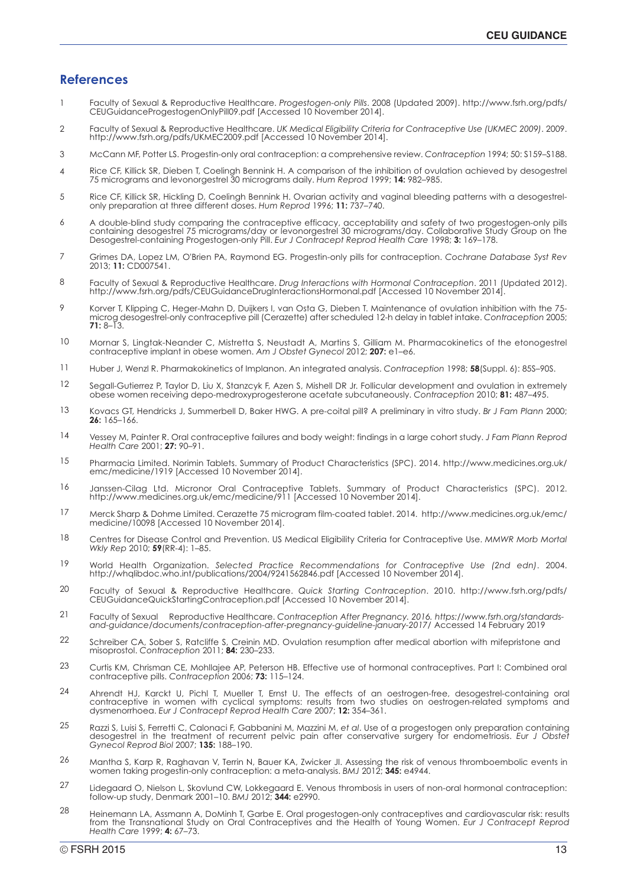## References

1. Faculty of Sexual & Reproductive Healthcare. *Progestogen-only Pills*. 2008 (Updated 2009). http://www.fsrh.org/pdfs/CEUGuidanceProgestogenOnlyPill09.pdf [Accessed 10 November 2014].
2. Faculty of Sexual & Reproductive Healthcare. *UK Medical Eligibility Criteria for Contraceptive Use (UKMEC 2009)*. 2009. http://www.fsrh.org/pdfs/UKMEC2009.pdf [Accessed 10 November 2014].
3. McCann MF, Potter LS. Progestin-only oral contraception: a comprehensive review. *Contraception* 1994; 50: S159–S188.
4. Rice CF, Killick SR, Dieben T, Coelingh Bennink H. A comparison of the inhibition of ovulation achieved by desogestrel 75 micrograms and levonorgestrel 30 micrograms daily. *Hum Reprod* 1999; **14:** 982–985.
5. Rice CF, Killick SR, Hickling D, Coelingh Bennink H. Ovarian activity and vaginal bleeding patterns with a desogestrel-only preparation at three different doses. *Hum Reprod* 1996; **11:** 737–740.
6. A double-blind study comparing the contraceptive efficacy, acceptability and safety of two progestogen-only pills containing desogestrel 75 micrograms/day or levonorgestrel 30 micrograms/day. Collaborative Study Group on the Desogestrel-containing Progestogen-only Pill. *Eur J Contracept Reprod Health Care* 1998; **3:** 169–178.
7. Grimes DA, Lopez LM, O'Brien PA, Raymond EG. Progestin-only pills for contraception. *Cochrane Database Syst Rev* 2013; **11:** CD007541.
8. Faculty of Sexual & Reproductive Healthcare. *Drug Interactions with Hormonal Contraception*. 2011 (Updated 2012). http://www.fsrh.org/pdfs/CEUGuidanceDrugInteractionsHormonal.pdf [Accessed 10 November 2014].
9. Korver T, Klipping C, Heger-Mahn D, Duijkers I, van Osta G, Dieben T. Maintenance of ovulation inhibition with the 75-microg desogestrel-only contraceptive pill (Cerazette) after scheduled 12-h delay in tablet intake. *Contraception* 2005; **71:** 8–13.
10. Mornar S, Lingtak-Neander C, Mistretta S, Neustadt A, Martins S, Gilliam M. Pharmacokinetics of the etonogestrel contraceptive implant in obese women. *Am J Obstet Gynecol* 2012; **207:** e1–e6.
11. Huber J, Wenzl R. Pharmakokinetics of Implanon. An integrated analysis. *Contraception* 1998; **58**(Suppl. 6): 85S–90S.
12. Segall-Gutierrez P, Taylor D, Liu X, Stanzcyk F, Azen S, Mishell DR Jr. Follicular development and ovulation in extremely obese women receiving depo-medroxyprogesterone acetate subcutaneously. *Contraception* 2010; **81:** 487–495.
13. Kovacs GT, Hendricks J, Summerbell D, Baker HWG. A pre-coital pill? A preliminary in vitro study. *Br J Fam Plann* 2000; **26:** 165–166.
14. Vessey M, Painter R. Oral contraceptive failures and body weight: findings in a large cohort study. *J Fam Plann Reprod Health Care* 2001; **27:** 90–91.
15. Pharmacia Limited. Norimin Tablets. Summary of Product Characteristics (SPC). 2014. http://www.medicines.org.uk/emc/medicine/1919 [Accessed 10 November 2014].
16. Janssen-Cilag Ltd. Micronor Oral Contraceptive Tablets. Summary of Product Characteristics (SPC). 2012. http://www.medicines.org.uk/emc/medicine/911 [Accessed 10 November 2014].
17. Merck Sharp & Dohme Limited. Cerazette 75 microgram film-coated tablet. 2014. http://www.medicines.org.uk/emc/medicine/10098 [Accessed 10 November 2014].
18. Centres for Disease Control and Prevention. US Medical Eligibility Criteria for Contraceptive Use. *MMWR Morb Mortal Wkly Rep* 2010; **59**(RR-4): 1–85.
19. World Health Organization. *Selected Practice Recommendations for Contraceptive Use (2nd edn)*. 2004. http://whqlibdoc.who.int/publications/2004/9241562846.pdf [Accessed 10 November 2014].
20. Faculty of Sexual & Reproductive Healthcare. *Quick Starting Contraception*. 2010. http://www.fsrh.org/pdfs/CEUGuidanceQuickStartingContraception.pdf [Accessed 10 November 2014].
21. Faculty of Sexual Reproductive Healthcare. *Contraception After Pregnancy. 2016. https://www.fsrh.org/standards-and-guidance/documents/contraception-after-pregnancy-guideline-january-2017/* Accessed 14 February 2019
22. Schreiber CA, Sober S, Ratcliffe S, Creinin MD. Ovulation resumption after medical abortion with mifepristone and misoprostol. *Contraception* 2011; **84:** 230–233.
23. Curtis KM, Chrisman CE, Mohllajee AP, Peterson HB. Effective use of hormonal contraceptives. Part I: Combined oral contraceptive pills. *Contraception* 2006; **73:** 115–124.
24. Ahrendt HJ, Karckt U, Pichl T, Mueller T, Ernst U. The effects of an oestrogen-free, desogestrel-containing oral contraceptive in women with cyclical symptoms: results from two studies on oestrogen-related symptoms and dysmenorrhoea. *Eur J Contracept Reprod Health Care* 2007; **12:** 354–361.
25. Razzi S, Luisi S, Ferretti C, Calonaci F, Gabbanini M, Mazzini M, *et al*. Use of a progestogen only preparation containing desogestrel in the treatment of recurrent pelvic pain after conservative surgery for endometriosis. *Eur J Obstet Gynecol Reprod Biol* 2007; **135:** 188–190.
26. Mantha S, Karp R, Raghavan V, Terrin N, Bauer KA, Zwicker JI. Assessing the risk of venous thromboembolic events in women taking progestin-only contraception: a meta-analysis. *BMJ* 2012; **345:** e4944.
27. Lidegaard O, Nielson L, Skovlund CW, Lokkegaard E. Venous thrombosis in users of non-oral hormonal contraception: follow-up study, Denmark 2001–10. *BMJ* 2012; **344:** e2990.
28. Heinemann LA, Assmann A, DoMinh T, Garbe E. Oral progestogen-only contraceptives and cardiovascular risk: results from the Transnational Study on Oral Contraceptives and the Health of Young Women. *Eur J Contracept Reprod Health Care* 1999; **4:** 67–73.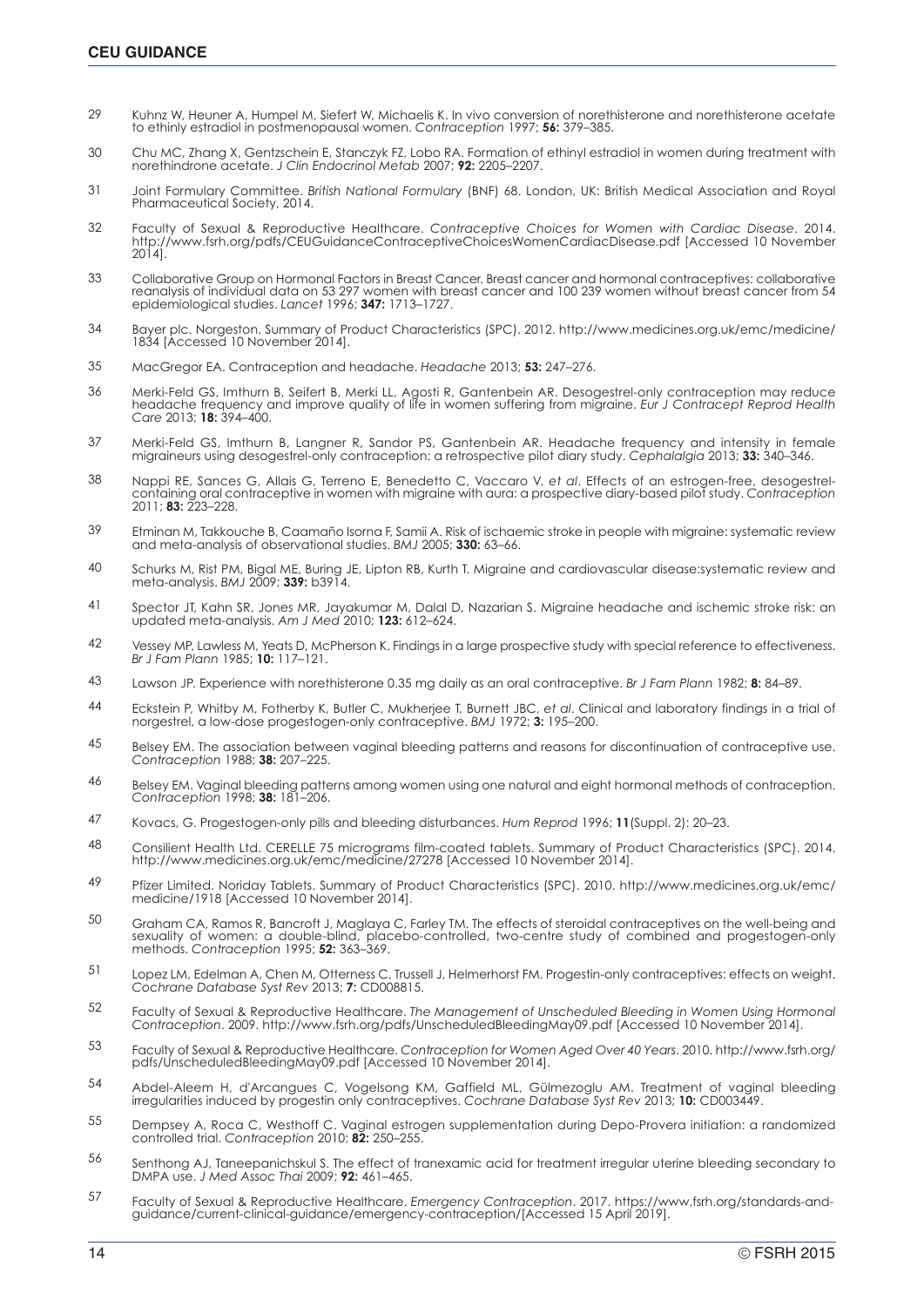29 Kuhnz W, Heuner A, Humpel M, Siefert W, Michaelis K. In vivo conversion of norethisterone and norethisterone acetate to ethinly estradiol in postmenopausal women. *Contraception* 1997; **56:** 379–385.

30 Chu MC, Zhang X, Gentzschein E, Stanczyk FZ, Lobo RA. Formation of ethinyl estradiol in women during treatment with norethindrone acetate. *J Clin Endocrinol Metab* 2007; **92:** 2205–2207.

31 Joint Formulary Committee. *British National Formulary* (BNF) 68. London, UK: British Medical Association and Royal Pharmaceutical Society, 2014.

32 Faculty of Sexual & Reproductive Healthcare. *Contraceptive Choices for Women with Cardiac Disease*. 2014. http://www.fsrh.org/pdfs/CEUGuidanceContraceptiveChoicesWomenCardiacDisease.pdf [Accessed 10 November 2014].

33 Collaborative Group on Hormonal Factors in Breast Cancer. Breast cancer and hormonal contraceptives: collaborative reanalysis of individual data on 53 297 women with breast cancer and 100 239 women without breast cancer from 54 epidemiological studies. *Lancet* 1996; **347:** 1713–1727.

34 Bayer plc. Norgeston. Summary of Product Characteristics (SPC). 2012. http://www.medicines.org.uk/emc/medicine/1834 [Accessed 10 November 2014].

35 MacGregor EA. Contraception and headache. *Headache* 2013; **53:** 247–276.

36 Merki-Feld GS, Imthurn B, Seifert B, Merki LL, Agosti R, Gantenbein AR. Desogestrel-only contraception may reduce headache frequency and improve quality of life in women suffering from migraine. *Eur J Contracept Reprod Health Care* 2013; **18:** 394–400.

37 Merki-Feld GS, Imthurn B, Langner R, Sandor PS, Gantenbein AR. Headache frequency and intensity in female migraineurs using desogestrel-only contraception: a retrospective pilot diary study. *Cephalalgia* 2013; **33:** 340–346.

38 Nappi RE, Sances G, Allais G, Terreno E, Benedetto C, Vaccaro V, *et al*. Effects of an estrogen-free, desogestrel-containing oral contraceptive in women with migraine with aura: a prospective diary-based pilot study. *Contraception* 2011; **83:** 223–228.

39 Etminan M, Takkouche B, Caamaño Isorna F, Samii A. Risk of ischaemic stroke in people with migraine: systematic review and meta-analysis of observational studies. *BMJ* 2005; **330:** 63–66.

40 Schurks M, Rist PM, Bigal ME, Buring JE, Lipton RB, Kurth T. Migraine and cardiovascular disease:systematic review and meta-analysis. *BMJ* 2009; **339:** b3914.

41 Spector JT, Kahn SR, Jones MR, Jayakumar M, Dalal D, Nazarian S. Migraine headache and ischemic stroke risk: an updated meta-analysis. *Am J Med* 2010; **123:** 612–624.

42 Vessey MP, Lawless M, Yeats D, McPherson K. Findings in a large prospective study with special reference to effectiveness. *Br J Fam Plann* 1985; **10:** 117–121.

43 Lawson JP. Experience with norethisterone 0.35 mg daily as an oral contraceptive. *Br J Fam Plann* 1982; **8:** 84–89.

44 Eckstein P, Whitby M, Fotherby K, Butler C, Mukherjee T, Burnett JBC, *et al*. Clinical and laboratory findings in a trial of norgestrel, a low-dose progestogen-only contraceptive. *BMJ* 1972; **3:** 195–200.

45 Belsey EM. The association between vaginal bleeding patterns and reasons for discontinuation of contraceptive use. *Contraception* 1988; **38:** 207–225.

46 Belsey EM. Vaginal bleeding patterns among women using one natural and eight hormonal methods of contraception. *Contraception* 1998; **38:** 181–206.

47 Kovacs, G. Progestogen-only pills and bleeding disturbances. *Hum Reprod* 1996; **11**(Suppl. 2): 20–23.

48 Consilient Health Ltd. CERELLE 75 micrograms film-coated tablets. Summary of Product Characteristics (SPC). 2014. http://www.medicines.org.uk/emc/medicine/27278 [Accessed 10 November 2014].

49 Pfizer Limited. Noriday Tablets. Summary of Product Characteristics (SPC). 2010. http://www.medicines.org.uk/emc/medicine/1918 [Accessed 10 November 2014].

50 Graham CA, Ramos R, Bancroft J, Maglaya C, Farley TM. The effects of steroidal contraceptives on the well-being and sexuality of women: a double-blind, placebo-controlled, two-centre study of combined and progestogen-only methods. *Contraception* 1995; **52:** 363–369.

51 Lopez LM, Edelman A, Chen M, Otterness C, Trussell J, Helmerhorst FM. Progestin-only contraceptives: effects on weight. *Cochrane Database Syst Rev* 2013; **7:** CD008815.

52 Faculty of Sexual & Reproductive Healthcare. *The Management of Unscheduled Bleeding in Women Using Hormonal Contraception*. 2009. http://www.fsrh.org/pdfs/UnscheduledBleedingMay09.pdf [Accessed 10 November 2014].

53 Faculty of Sexual & Reproductive Healthcare. *Contraception for Women Aged Over 40 Years*. 2010. http://www.fsrh.org/pdfs/UnscheduledBleedingMay09.pdf [Accessed 10 November 2014].

54 Abdel-Aleem H, d'Arcangues C, Vogelsong KM, Gaffield ML, Gülmezoglu AM. Treatment of vaginal bleeding irregularities induced by progestin only contraceptives. *Cochrane Database Syst Rev* 2013; **10:** CD003449.

55 Dempsey A, Roca C, Westhoff C. Vaginal estrogen supplementation during Depo-Provera initiation: a randomized controlled trial. *Contraception* 2010; **82:** 250–255.

56 Senthong AJ, Taneepanichskul S. The effect of tranexamic acid for treatment irregular uterine bleeding secondary to DMPA use. *J Med Assoc Thai* 2009; **92:** 461–465.

57 Faculty of Sexual & Reproductive Healthcare. *Emergency Contraception*. 2017. https://www.fsrh.org/standards-and-guidance/current-clinical-guidance/emergency-contraception/[Accessed 15 April 2019].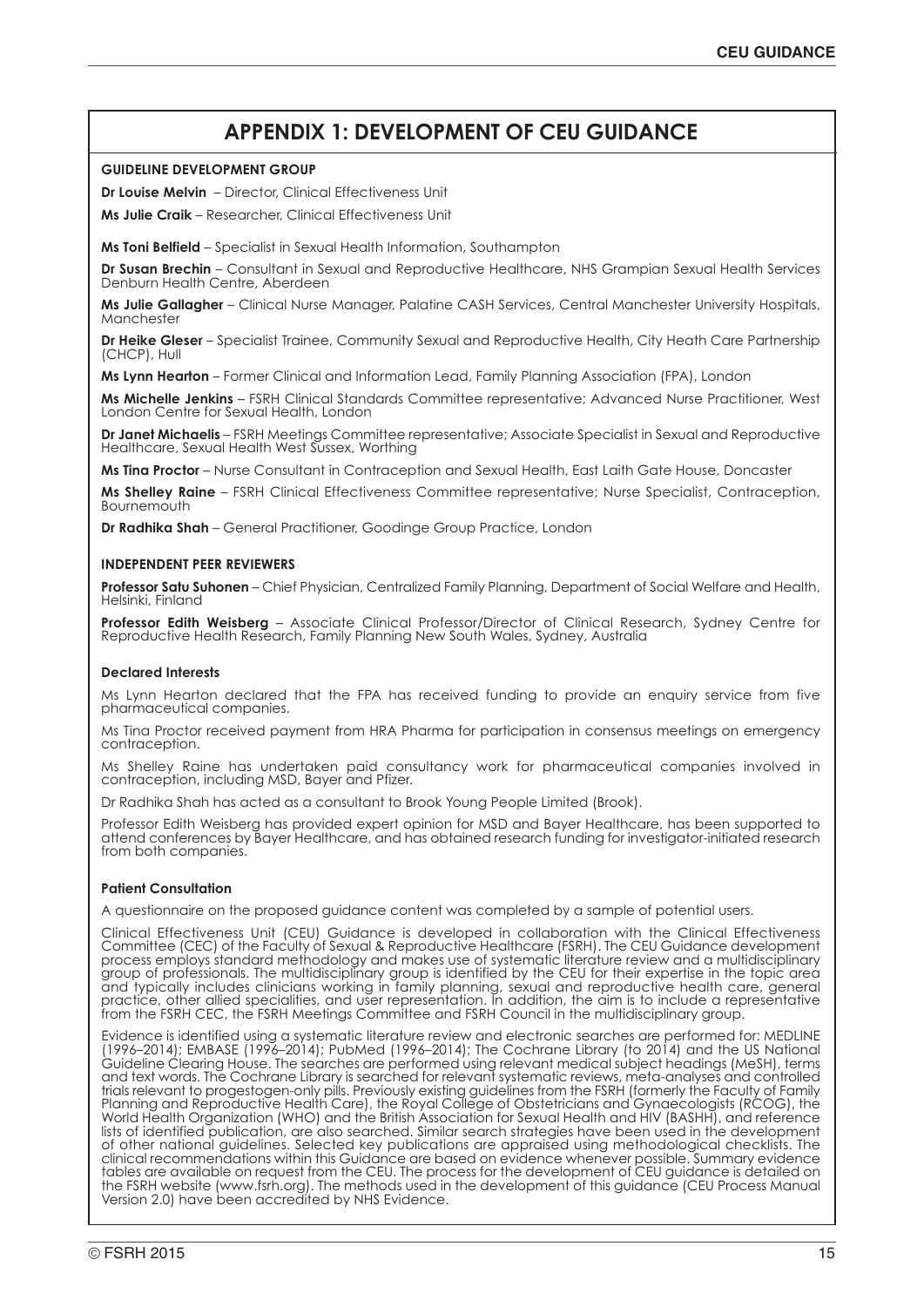# APPENDIX 1: DEVELOPMENT OF CEU GUIDANCE

### GUIDELINE DEVELOPMENT GROUP

**Dr Louise Melvin** – Director, Clinical Effectiveness Unit

**Ms Julie Craik** – Researcher, Clinical Effectiveness Unit

**Ms Toni Belfield** – Specialist in Sexual Health Information, Southampton

**Dr Susan Brechin** – Consultant in Sexual and Reproductive Healthcare, NHS Grampian Sexual Health Services Denburn Health Centre, Aberdeen

**Ms Julie Gallagher** – Clinical Nurse Manager, Palatine CASH Services, Central Manchester University Hospitals, Manchester

**Dr Heike Gleser** – Specialist Trainee, Community Sexual and Reproductive Health, City Heath Care Partnership (CHCP), Hull

**Ms Lynn Hearton** – Former Clinical and Information Lead, Family Planning Association (FPA), London

**Ms Michelle Jenkins** – FSRH Clinical Standards Committee representative; Advanced Nurse Practitioner, West London Centre for Sexual Health, London

**Dr Janet Michaelis** – FSRH Meetings Committee representative; Associate Specialist in Sexual and Reproductive Healthcare, Sexual Health West Sussex, Worthing

**Ms Tina Proctor** – Nurse Consultant in Contraception and Sexual Health, East Laith Gate House, Doncaster

**Ms Shelley Raine** – FSRH Clinical Effectiveness Committee representative; Nurse Specialist, Contraception, Bournemouth

**Dr Radhika Shah** – General Practitioner, Goodinge Group Practice, London

### INDEPENDENT PEER REVIEWERS

**Professor Satu Suhonen** – Chief Physician, Centralized Family Planning, Department of Social Welfare and Health, Helsinki, Finland

**Professor Edith Weisberg** – Associate Clinical Professor/Director of Clinical Research, Sydney Centre for Reproductive Health Research, Family Planning New South Wales, Sydney, Australia

### Declared Interests

Ms Lynn Hearton declared that the FPA has received funding to provide an enquiry service from five pharmaceutical companies.

Ms Tina Proctor received payment from HRA Pharma for participation in consensus meetings on emergency contraception.

Ms Shelley Raine has undertaken paid consultancy work for pharmaceutical companies involved in contraception, including MSD, Bayer and Pfizer.

Dr Radhika Shah has acted as a consultant to Brook Young People Limited (Brook).

Professor Edith Weisberg has provided expert opinion for MSD and Bayer Healthcare, has been supported to attend conferences by Bayer Healthcare, and has obtained research funding for investigator-initiated research from both companies.

### Patient Consultation

A questionnaire on the proposed guidance content was completed by a sample of potential users.

Clinical Effectiveness Unit (CEU) Guidance is developed in collaboration with the Clinical Effectiveness Committee (CEC) of the Faculty of Sexual & Reproductive Healthcare (FSRH). The CEU Guidance development process employs standard methodology and makes use of systematic literature review and a multidisciplinary group of professionals. The multidisciplinary group is identified by the CEU for their expertise in the topic area and typically includes clinicians working in family planning, sexual and reproductive health care, general practice, other allied specialities, and user representation. In addition, the aim is to include a representative from the FSRH CEC, the FSRH Meetings Committee and FSRH Council in the multidisciplinary group.

Evidence is identified using a systematic literature review and electronic searches are performed for: MEDLINE (1996–2014); EMBASE (1996–2014); PubMed (1996–2014); The Cochrane Library (to 2014) and the US National Guideline Clearing House. The searches are performed using relevant medical subject headings (MeSH), terms and text words. The Cochrane Library is searched for relevant systematic reviews, meta-analyses and controlled trials relevant to progestogen-only pills. Previously existing guidelines from the FSRH (formerly the Faculty of Family Planning and Reproductive Health Care), the Royal College of Obstetricians and Gynaecologists (RCOG), the World Health Organization (WHO) and the British Association for Sexual Health and HIV (BASHH), and reference lists of identified publication, are also searched. Similar search strategies have been used in the development of other national guidelines. Selected key publications are appraised using methodological checklists. The clinical recommendations within this Guidance are based on evidence whenever possible. Summary evidence tables are available on request from the CEU. The process for the development of CEU guidance is detailed on the FSRH website (www.fsrh.org). The methods used in the development of this guidance (CEU Process Manual Version 2.0) have been accredited by NHS Evidence.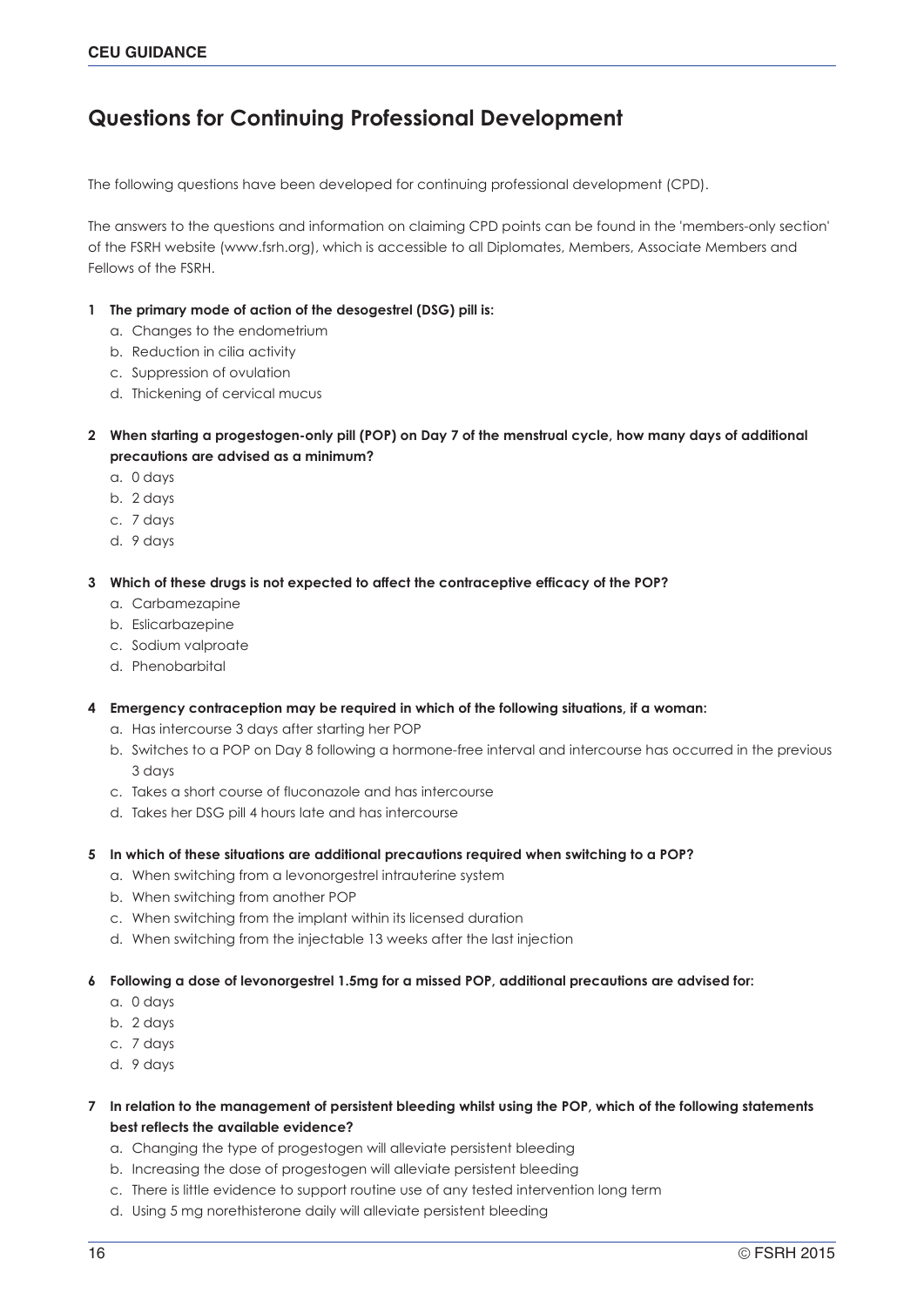**CEU GUIDANCE**

## Questions for Continuing Professional Development

The following questions have been developed for continuing professional development (CPD).

The answers to the questions and information on claiming CPD points can be found in the 'members-only section' of the FSRH website (www.fsrh.org), which is accessible to all Diplomates, Members, Associate Members and Fellows of the FSRH.

**1 The primary mode of action of the desogestrel (DSG) pill is:**

a. Changes to the endometrium
b. Reduction in cilia activity
c. Suppression of ovulation
d. Thickening of cervical mucus

**2 When starting a progestogen-only pill (POP) on Day 7 of the menstrual cycle, how many days of additional precautions are advised as a minimum?**

a. 0 days
b. 2 days
c. 7 days
d. 9 days

**3 Which of these drugs is not expected to affect the contraceptive efficacy of the POP?**

a. Carbamezapine
b. Eslicarbazepine
c. Sodium valproate
d. Phenobarbital

**4 Emergency contraception may be required in which of the following situations, if a woman:**

a. Has intercourse 3 days after starting her POP
b. Switches to a POP on Day 8 following a hormone-free interval and intercourse has occurred in the previous 3 days
c. Takes a short course of fluconazole and has intercourse
d. Takes her DSG pill 4 hours late and has intercourse

**5 In which of these situations are additional precautions required when switching to a POP?**

a. When switching from a levonorgestrel intrauterine system
b. When switching from another POP
c. When switching from the implant within its licensed duration
d. When switching from the injectable 13 weeks after the last injection

**6 Following a dose of levonorgestrel 1.5mg for a missed POP, additional precautions are advised for:**

a. 0 days
b. 2 days
c. 7 days
d. 9 days

**7 In relation to the management of persistent bleeding whilst using the POP, which of the following statements best reflects the available evidence?**

a. Changing the type of progestogen will alleviate persistent bleeding
b. Increasing the dose of progestogen will alleviate persistent bleeding
c. There is little evidence to support routine use of any tested intervention long term
d. Using 5 mg norethisterone daily will alleviate persistent bleeding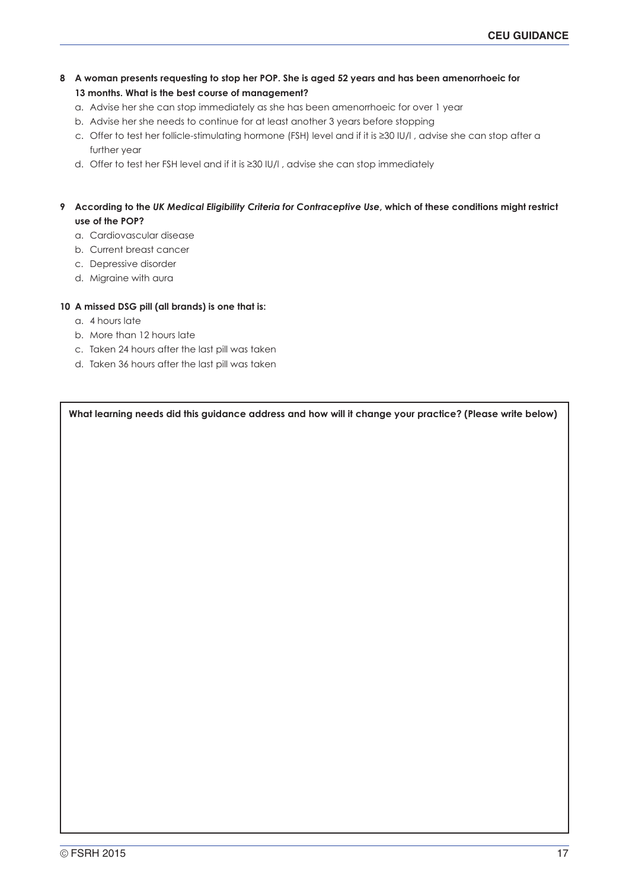**8 A woman presents requesting to stop her POP. She is aged 52 years and has been amenorrhoeic for 13 months. What is the best course of management?**

a. Advise her she can stop immediately as she has been amenorrhoeic for over 1 year
b. Advise her she needs to continue for at least another 3 years before stopping
c. Offer to test her follicle-stimulating hormone (FSH) level and if it is ≥30 IU/l , advise she can stop after a further year
d. Offer to test her FSH level and if it is ≥30 IU/l , advise she can stop immediately

**9 According to the *UK Medical Eligibility Criteria for Contraceptive Use*, which of these conditions might restrict use of the POP?**

a. Cardiovascular disease
b. Current breast cancer
c. Depressive disorder
d. Migraine with aura

**10 A missed DSG pill (all brands) is one that is:**

a. 4 hours late
b. More than 12 hours late
c. Taken 24 hours after the last pill was taken
d. Taken 36 hours after the last pill was taken

**What learning needs did this guidance address and how will it change your practice? (Please write below)**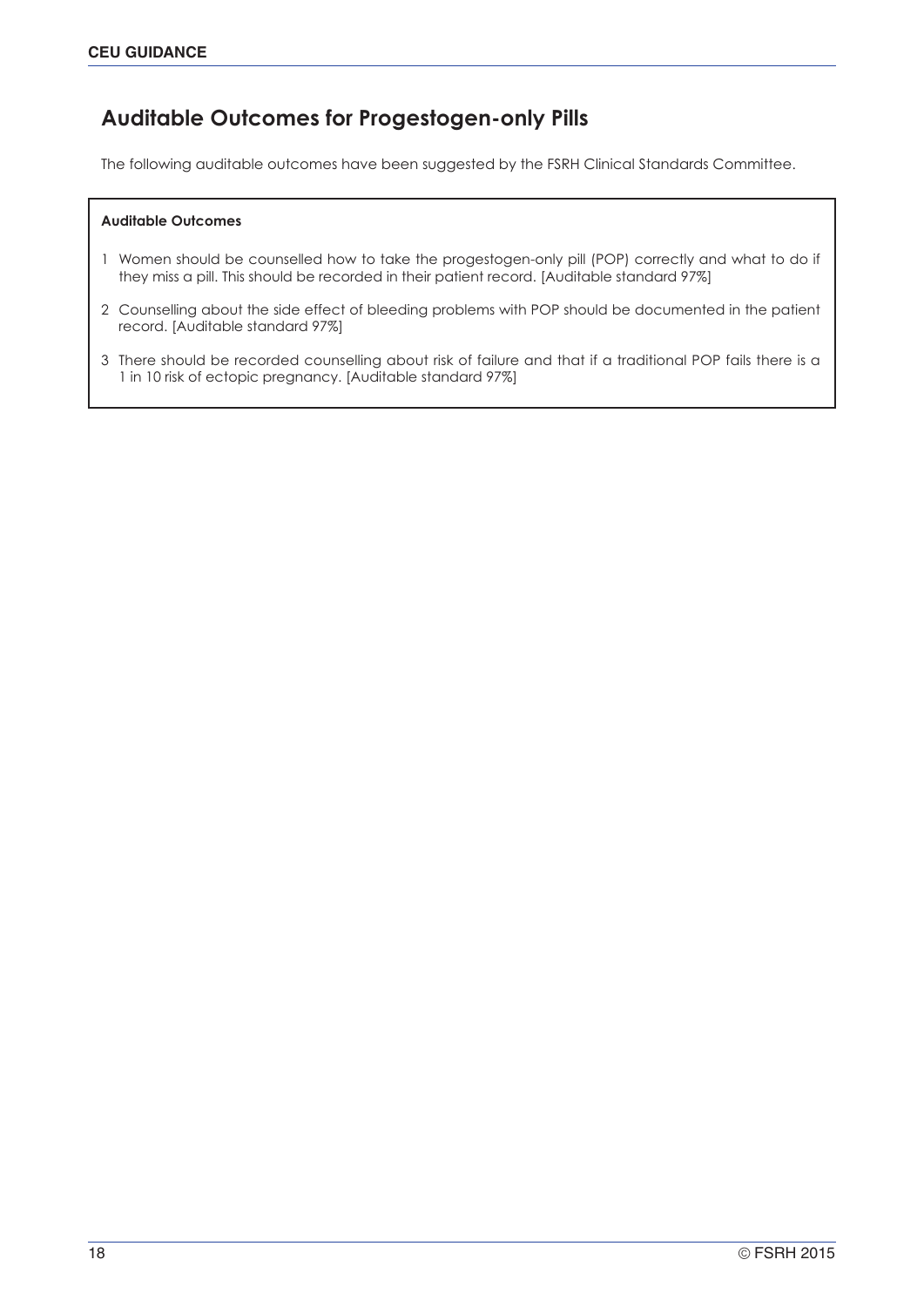## Auditable Outcomes for Progestogen-only Pills

The following auditable outcomes have been suggested by the FSRH Clinical Standards Committee.

**Auditable Outcomes**

1. Women should be counselled how to take the progestogen-only pill (POP) correctly and what to do if they miss a pill. This should be recorded in their patient record. [Auditable standard 97%]
2. Counselling about the side effect of bleeding problems with POP should be documented in the patient record. [Auditable standard 97%]
3. There should be recorded counselling about risk of failure and that if a traditional POP fails there is a 1 in 10 risk of ectopic pregnancy. [Auditable standard 97%]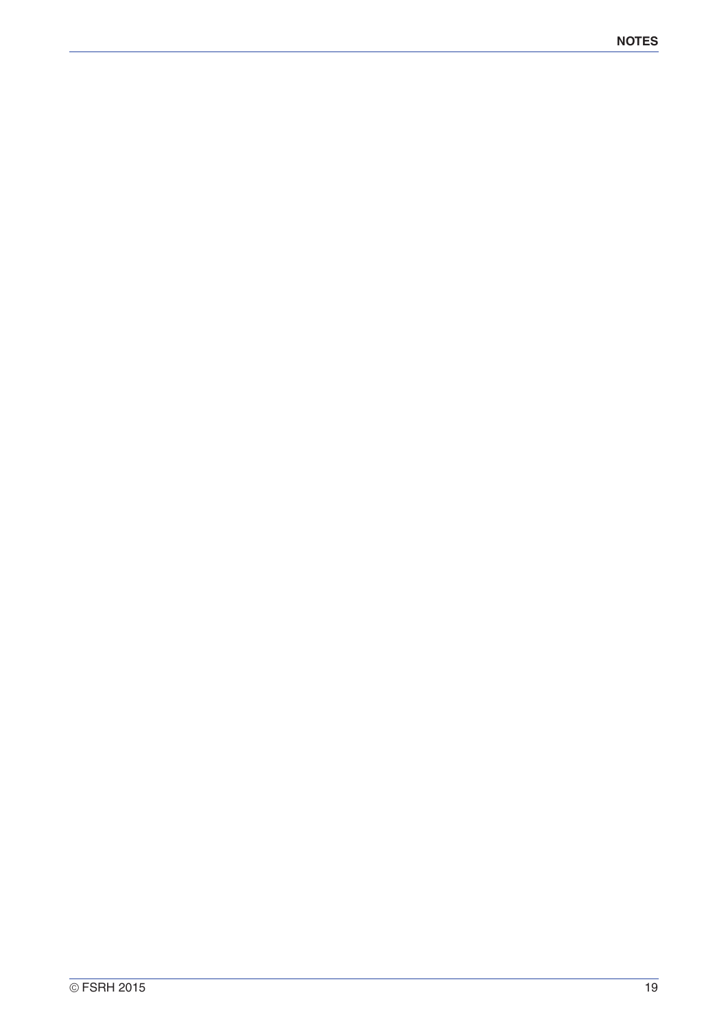# NOTES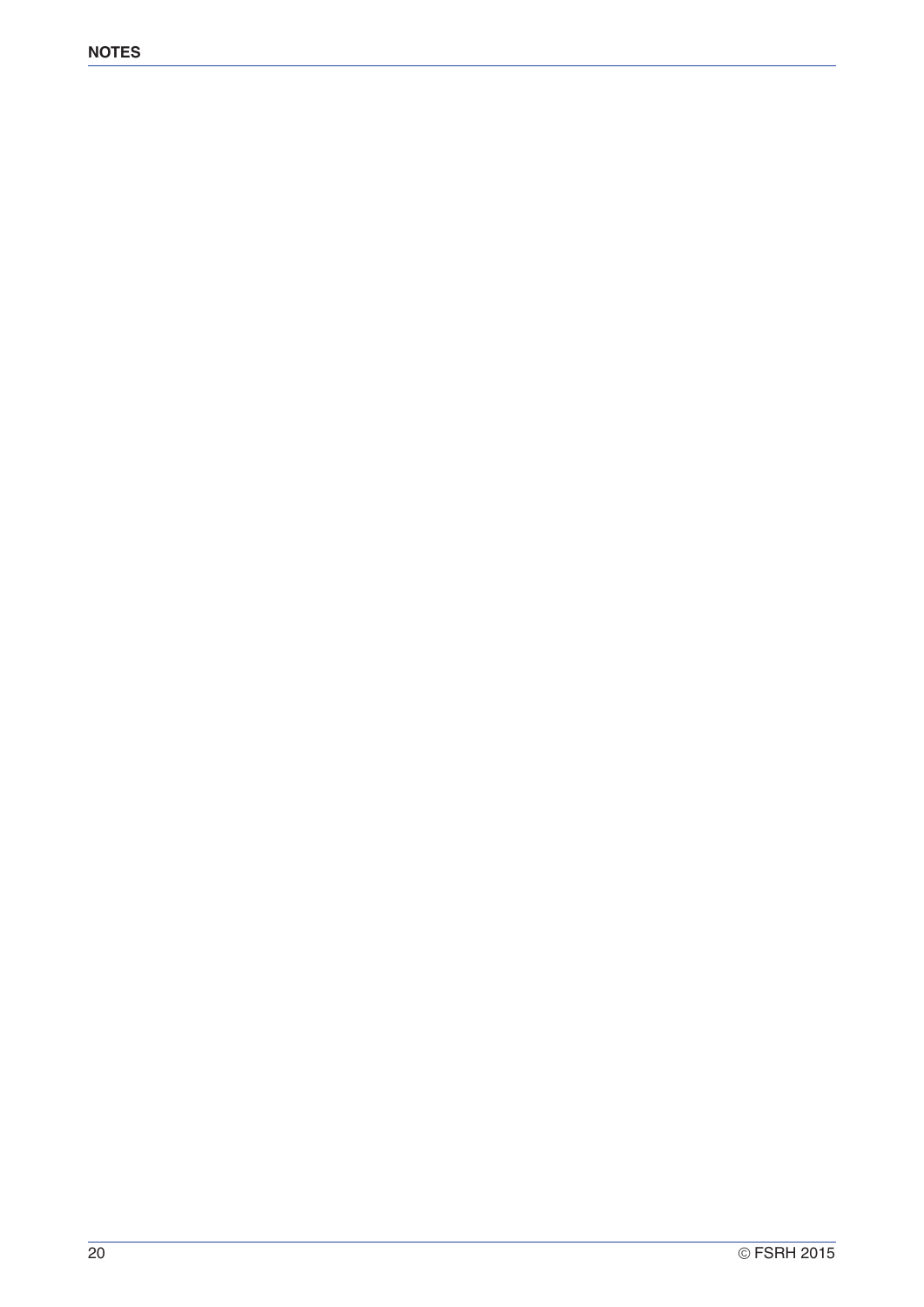**NOTES**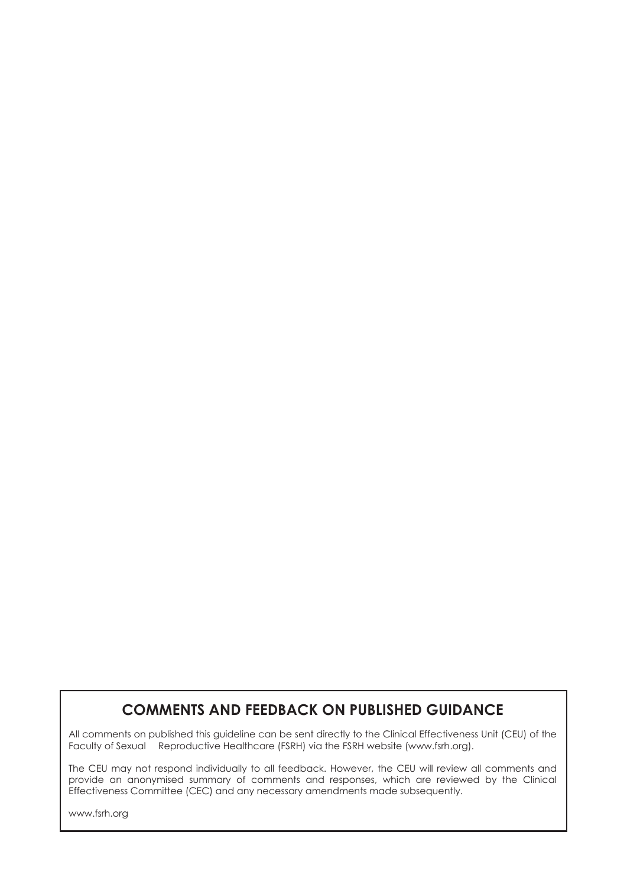## COMMENTS AND FEEDBACK ON PUBLISHED GUIDANCE

All comments on published this guideline can be sent directly to the Clinical Effectiveness Unit (CEU) of the Faculty of Sexual Reproductive Healthcare (FSRH) via the FSRH website (www.fsrh.org).

The CEU may not respond individually to all feedback. However, the CEU will review all comments and provide an anonymised summary of comments and responses, which are reviewed by the Clinical Effectiveness Committee (CEC) and any necessary amendments made subsequently.

www.fsrh.org